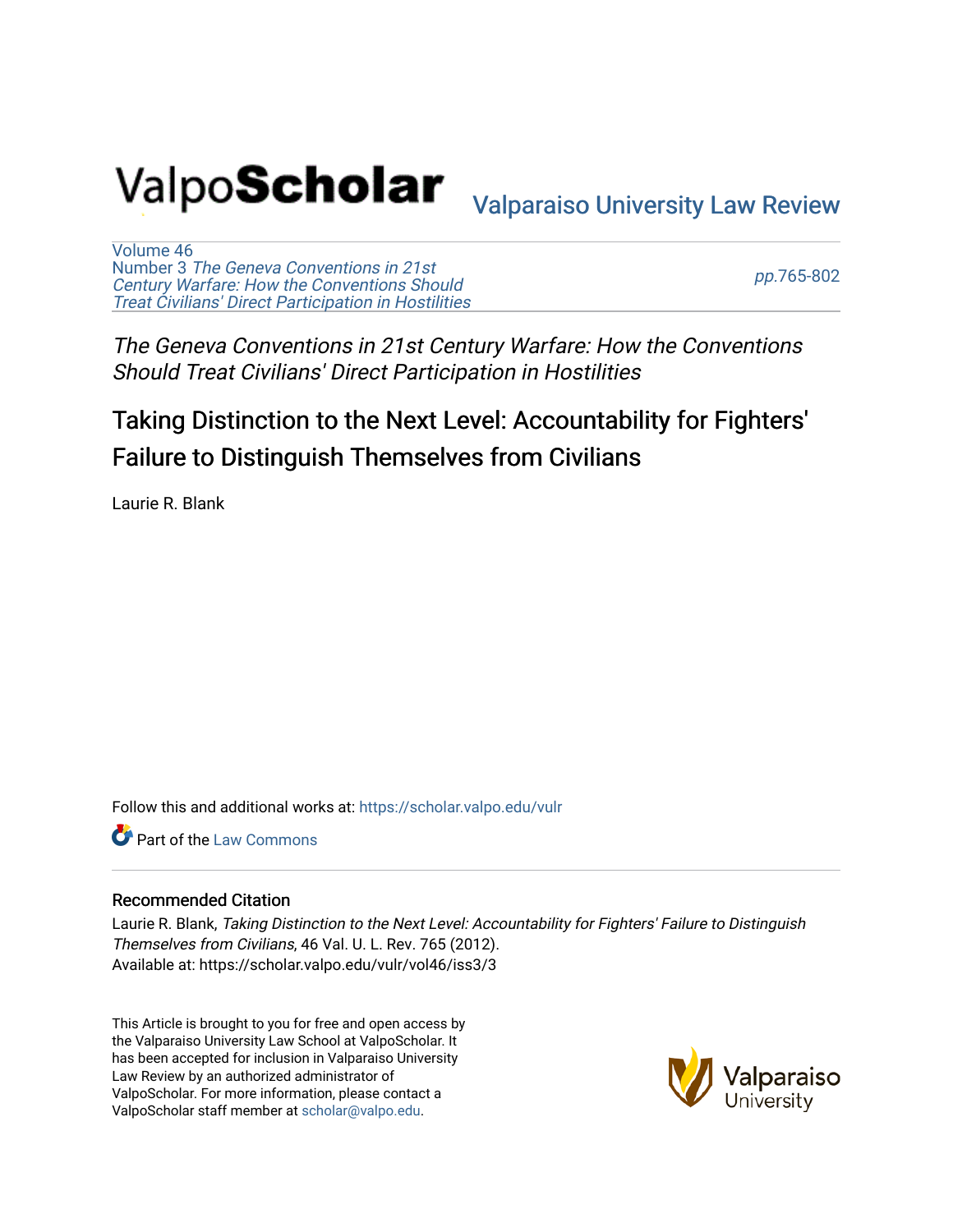ValpoScholar

Valparaiso University Law Review

Volume 46
Number 3 *The Geneva Conventions in 21st Century Warfare: How the Conventions Should Treat Civilians' Direct Participation in Hostilities*

pp.765-802

*The Geneva Conventions in 21st Century Warfare: How the Conventions Should Treat Civilians' Direct Participation in Hostilities*

# Taking Distinction to the Next Level: Accountability for Fighters' Failure to Distinguish Themselves from Civilians

Laurie R. Blank

Follow this and additional works at: https://scholar.valpo.edu/vulr

Part of the Law Commons

### Recommended Citation

Laurie R. Blank, *Taking Distinction to the Next Level: Accountability for Fighters' Failure to Distinguish Themselves from Civilians*, 46 Val. U. L. Rev. 765 (2012).
Available at: https://scholar.valpo.edu/vulr/vol46/iss3/3

This Article is brought to you for free and open access by the Valparaiso University Law School at ValpoScholar. It has been accepted for inclusion in Valparaiso University Law Review by an authorized administrator of ValpoScholar. For more information, please contact a ValpoScholar staff member at scholar@valpo.edu.

Valparaiso University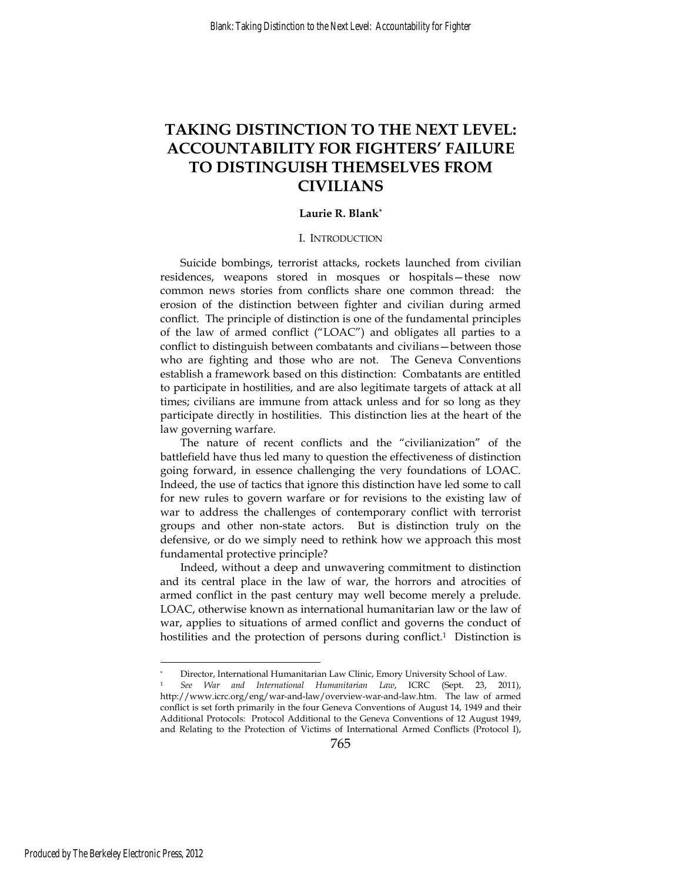# TAKING DISTINCTION TO THE NEXT LEVEL: ACCOUNTABILITY FOR FIGHTERS' FAILURE TO DISTINGUISH THEMSELVES FROM CIVILIANS

**Laurie R. Blank***

## I. INTRODUCTION

Suicide bombings, terrorist attacks, rockets launched from civilian residences, weapons stored in mosques or hospitals—these now common news stories from conflicts share one common thread: the erosion of the distinction between fighter and civilian during armed conflict. The principle of distinction is one of the fundamental principles of the law of armed conflict ("LOAC") and obligates all parties to a conflict to distinguish between combatants and civilians—between those who are fighting and those who are not. The Geneva Conventions establish a framework based on this distinction: Combatants are entitled to participate in hostilities, and are also legitimate targets of attack at all times; civilians are immune from attack unless and for so long as they participate directly in hostilities. This distinction lies at the heart of the law governing warfare.

The nature of recent conflicts and the "civilianization" of the battlefield have thus led many to question the effectiveness of distinction going forward, in essence challenging the very foundations of LOAC. Indeed, the use of tactics that ignore this distinction have led some to call for new rules to govern warfare or for revisions to the existing law of war to address the challenges of contemporary conflict with terrorist groups and other non-state actors. But is distinction truly on the defensive, or do we simply need to rethink how we approach this most fundamental protective principle?

Indeed, without a deep and unwavering commitment to distinction and its central place in the law of war, the horrors and atrocities of armed conflict in the past century may well become merely a prelude. LOAC, otherwise known as international humanitarian law or the law of war, applies to situations of armed conflict and governs the conduct of hostilities and the protection of persons during conflict.[1] Distinction is

---

\* Director, International Humanitarian Law Clinic, Emory University School of Law.

[1] *See War and International Humanitarian Law*, ICRC (Sept. 23, 2011), http://www.icrc.org/eng/war-and-law/overview-war-and-law.htm. The law of armed conflict is set forth primarily in the four Geneva Conventions of August 14, 1949 and their Additional Protocols: Protocol Additional to the Geneva Conventions of 12 August 1949, and Relating to the Protection of Victims of International Armed Conflicts (Protocol I),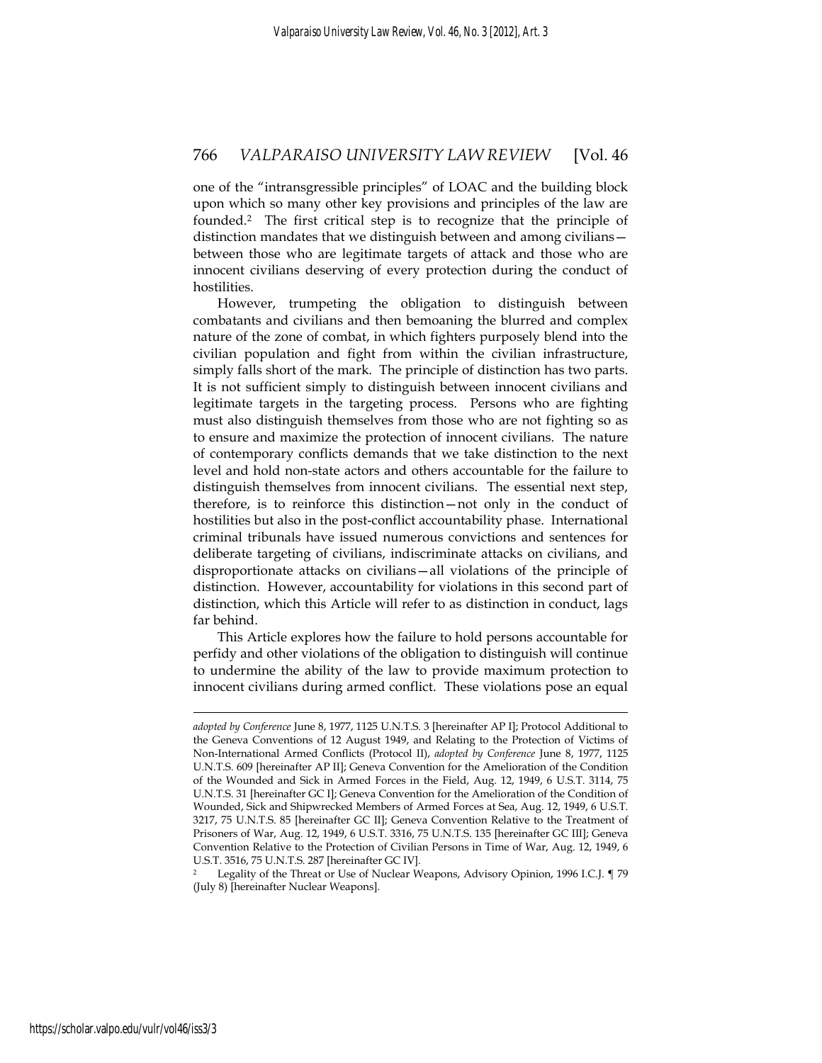one of the "intransgressible principles" of LOAC and the building block upon which so many other key provisions and principles of the law are founded.[2] The first critical step is to recognize that the principle of distinction mandates that we distinguish between and among civilians—between those who are legitimate targets of attack and those who are innocent civilians deserving of every protection during the conduct of hostilities.

However, trumpeting the obligation to distinguish between combatants and civilians and then bemoaning the blurred and complex nature of the zone of combat, in which fighters purposely blend into the civilian population and fight from within the civilian infrastructure, simply falls short of the mark. The principle of distinction has two parts. It is not sufficient simply to distinguish between innocent civilians and legitimate targets in the targeting process. Persons who are fighting must also distinguish themselves from those who are not fighting so as to ensure and maximize the protection of innocent civilians. The nature of contemporary conflicts demands that we take distinction to the next level and hold non-state actors and others accountable for the failure to distinguish themselves from innocent civilians. The essential next step, therefore, is to reinforce this distinction—not only in the conduct of hostilities but also in the post-conflict accountability phase. International criminal tribunals have issued numerous convictions and sentences for deliberate targeting of civilians, indiscriminate attacks on civilians, and disproportionate attacks on civilians—all violations of the principle of distinction. However, accountability for violations in this second part of distinction, which this Article will refer to as distinction in conduct, lags far behind.

This Article explores how the failure to hold persons accountable for perfidy and other violations of the obligation to distinguish will continue to undermine the ability of the law to provide maximum protection to innocent civilians during armed conflict. These violations pose an equal

---

*adopted by Conference* June 8, 1977, 1125 U.N.T.S. 3 [hereinafter AP I]; Protocol Additional to the Geneva Conventions of 12 August 1949, and Relating to the Protection of Victims of Non-International Armed Conflicts (Protocol II), *adopted by Conference* June 8, 1977, 1125 U.N.T.S. 609 [hereinafter AP II]; Geneva Convention for the Amelioration of the Condition of the Wounded and Sick in Armed Forces in the Field, Aug. 12, 1949, 6 U.S.T. 3114, 75 U.N.T.S. 31 [hereinafter GC I]; Geneva Convention for the Amelioration of the Condition of Wounded, Sick and Shipwrecked Members of Armed Forces at Sea, Aug. 12, 1949, 6 U.S.T. 3217, 75 U.N.T.S. 85 [hereinafter GC II]; Geneva Convention Relative to the Treatment of Prisoners of War, Aug. 12, 1949, 6 U.S.T. 3316, 75 U.N.T.S. 135 [hereinafter GC III]; Geneva Convention Relative to the Protection of Civilian Persons in Time of War, Aug. 12, 1949, 6 U.S.T. 3516, 75 U.N.T.S. 287 [hereinafter GC IV].

[2] Legality of the Threat or Use of Nuclear Weapons, Advisory Opinion, 1996 I.C.J. ¶ 79 (July 8) [hereinafter Nuclear Weapons].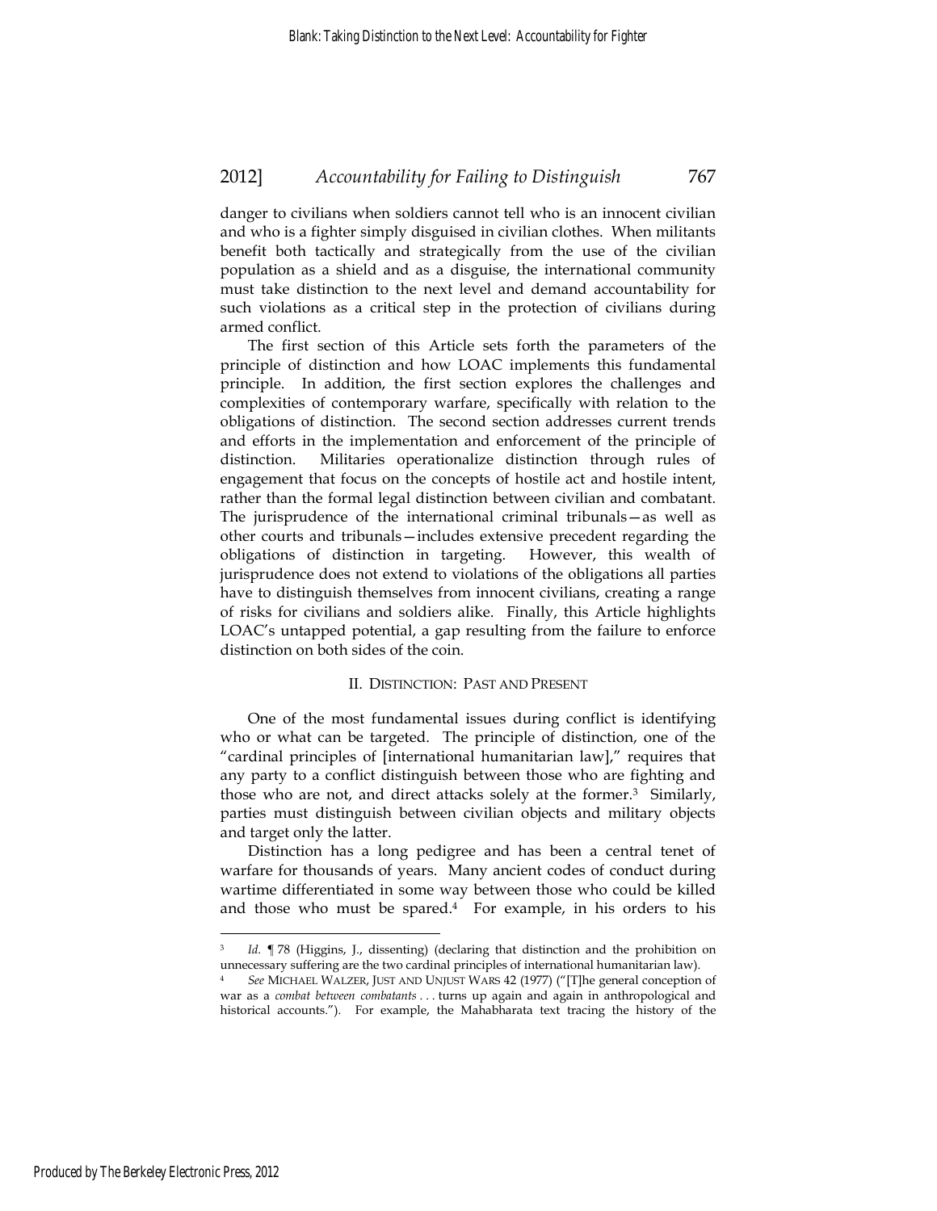danger to civilians when soldiers cannot tell who is an innocent civilian and who is a fighter simply disguised in civilian clothes. When militants benefit both tactically and strategically from the use of the civilian population as a shield and as a disguise, the international community must take distinction to the next level and demand accountability for such violations as a critical step in the protection of civilians during armed conflict.

The first section of this Article sets forth the parameters of the principle of distinction and how LOAC implements this fundamental principle. In addition, the first section explores the challenges and complexities of contemporary warfare, specifically with relation to the obligations of distinction. The second section addresses current trends and efforts in the implementation and enforcement of the principle of distinction. Militaries operationalize distinction through rules of engagement that focus on the concepts of hostile act and hostile intent, rather than the formal legal distinction between civilian and combatant. The jurisprudence of the international criminal tribunals—as well as other courts and tribunals—includes extensive precedent regarding the obligations of distinction in targeting. However, this wealth of jurisprudence does not extend to violations of the obligations all parties have to distinguish themselves from innocent civilians, creating a range of risks for civilians and soldiers alike. Finally, this Article highlights LOAC's untapped potential, a gap resulting from the failure to enforce distinction on both sides of the coin.

## II. Distinction: Past and Present

One of the most fundamental issues during conflict is identifying who or what can be targeted. The principle of distinction, one of the "cardinal principles of [international humanitarian law]," requires that any party to a conflict distinguish between those who are fighting and those who are not, and direct attacks solely at the former.[3] Similarly, parties must distinguish between civilian objects and military objects and target only the latter.

Distinction has a long pedigree and has been a central tenet of warfare for thousands of years. Many ancient codes of conduct during wartime differentiated in some way between those who could be killed and those who must be spared.[4] For example, in his orders to his

---

[3] *Id.* ¶ 78 (Higgins, J., dissenting) (declaring that distinction and the prohibition on unnecessary suffering are the two cardinal principles of international humanitarian law).

[4] *See* Michael Walzer, Just and Unjust Wars 42 (1977) ("[T]he general conception of war as a *combat between combatants* . . . turns up again and again in anthropological and historical accounts."). For example, the Mahabharata text tracing the history of the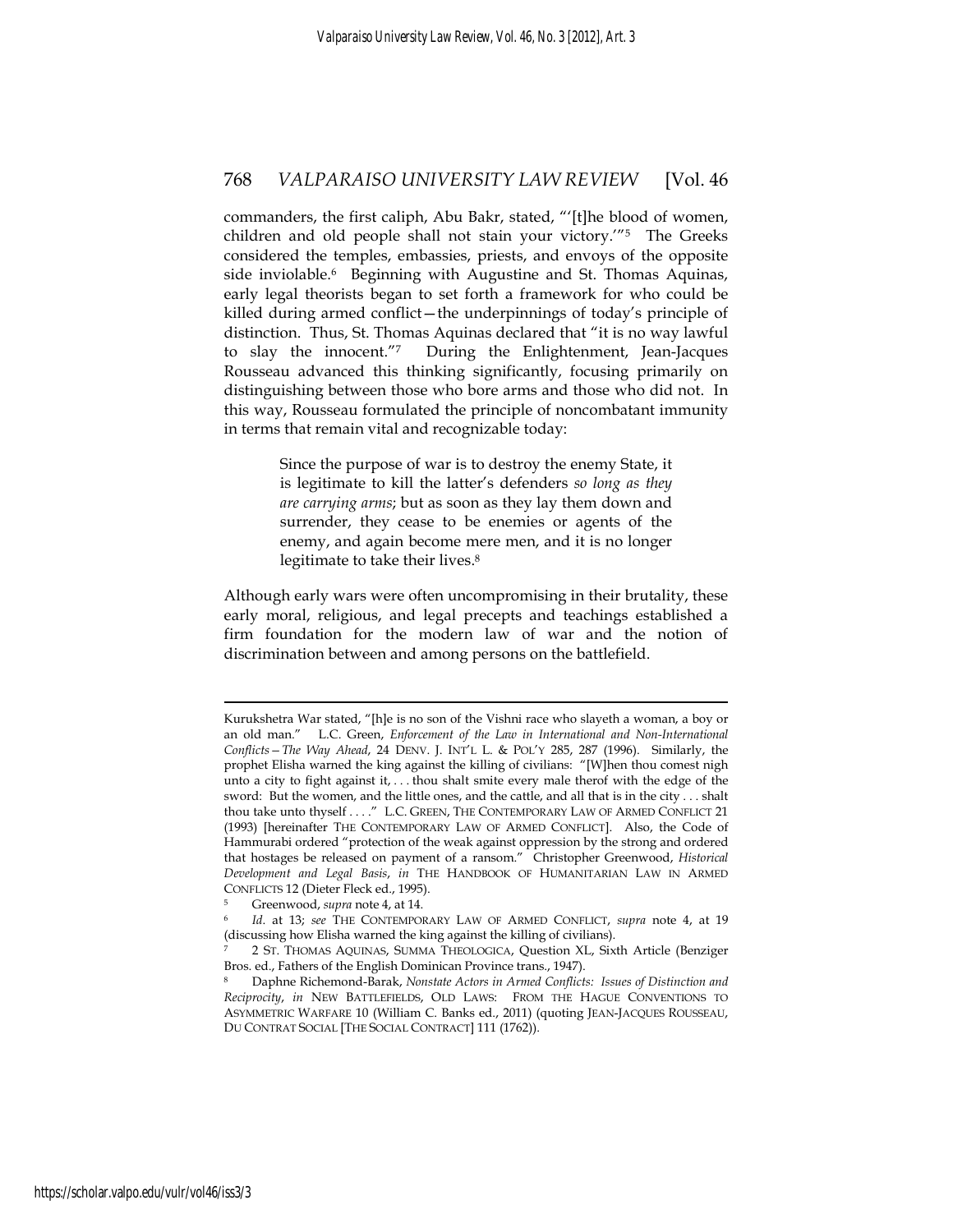commanders, the first caliph, Abu Bakr, stated, "'[t]he blood of women, children and old people shall not stain your victory.'"[5] The Greeks considered the temples, embassies, priests, and envoys of the opposite side inviolable.[6] Beginning with Augustine and St. Thomas Aquinas, early legal theorists began to set forth a framework for who could be killed during armed conflict—the underpinnings of today's principle of distinction. Thus, St. Thomas Aquinas declared that "it is no way lawful to slay the innocent."[7] During the Enlightenment, Jean-Jacques Rousseau advanced this thinking significantly, focusing primarily on distinguishing between those who bore arms and those who did not. In this way, Rousseau formulated the principle of noncombatant immunity in terms that remain vital and recognizable today:

> Since the purpose of war is to destroy the enemy State, it is legitimate to kill the latter's defenders *so long as they are carrying arms*; but as soon as they lay them down and surrender, they cease to be enemies or agents of the enemy, and again become mere men, and it is no longer legitimate to take their lives.[8]

Although early wars were often uncompromising in their brutality, these early moral, religious, and legal precepts and teachings established a firm foundation for the modern law of war and the notion of discrimination between and among persons on the battlefield.

---

Kurukshetra War stated, "[h]e is no son of the Vishni race who slayeth a woman, a boy or an old man." L.C. Green, *Enforcement of the Law in International and Non-International Conflicts—The Way Ahead*, 24 DENV. J. INT'L L. & POL'Y 285, 287 (1996). Similarly, the prophet Elisha warned the king against the killing of civilians: "[W]hen thou comest nigh unto a city to fight against it, . . . thou shalt smite every male therof with the edge of the sword: But the women, and the little ones, and the cattle, and all that is in the city . . . shalt thou take unto thyself . . . ." L.C. GREEN, THE CONTEMPORARY LAW OF ARMED CONFLICT 21 (1993) [hereinafter THE CONTEMPORARY LAW OF ARMED CONFLICT]. Also, the Code of Hammurabi ordered "protection of the weak against oppression by the strong and ordered that hostages be released on payment of a ransom." Christopher Greenwood, *Historical Development and Legal Basis*, *in* THE HANDBOOK OF HUMANITARIAN LAW IN ARMED CONFLICTS 12 (Dieter Fleck ed., 1995).

[5] Greenwood, *supra* note 4, at 14.

[6] *Id.* at 13; *see* THE CONTEMPORARY LAW OF ARMED CONFLICT, *supra* note 4, at 19 (discussing how Elisha warned the king against the killing of civilians).

[7] 2 ST. THOMAS AQUINAS, SUMMA THEOLOGICA, Question XL, Sixth Article (Benziger Bros. ed., Fathers of the English Dominican Province trans., 1947).

[8] Daphne Richemond-Barak, *Nonstate Actors in Armed Conflicts: Issues of Distinction and Reciprocity*, *in* NEW BATTLEFIELDS, OLD LAWS: FROM THE HAGUE CONVENTIONS TO ASYMMETRIC WARFARE 10 (William C. Banks ed., 2011) (quoting JEAN-JACQUES ROUSSEAU, DU CONTRAT SOCIAL [THE SOCIAL CONTRACT] 111 (1762)).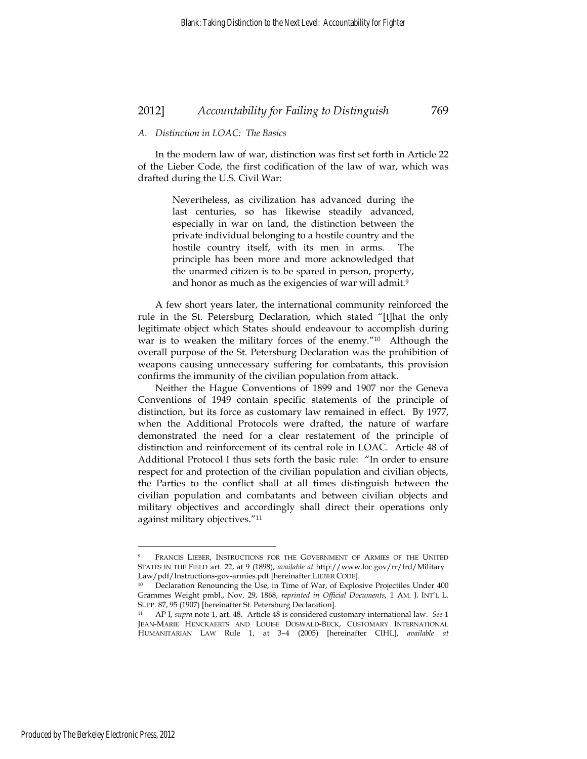### *A. Distinction in LOAC: The Basics*

In the modern law of war, distinction was first set forth in Article 22 of the Lieber Code, the first codification of the law of war, which was drafted during the U.S. Civil War:

> Nevertheless, as civilization has advanced during the last centuries, so has likewise steadily advanced, especially in war on land, the distinction between the private individual belonging to a hostile country and the hostile country itself, with its men in arms. The principle has been more and more acknowledged that the unarmed citizen is to be spared in person, property, and honor as much as the exigencies of war will admit.[9]

A few short years later, the international community reinforced the rule in the St. Petersburg Declaration, which stated "[t]hat the only legitimate object which States should endeavour to accomplish during war is to weaken the military forces of the enemy."[10] Although the overall purpose of the St. Petersburg Declaration was the prohibition of weapons causing unnecessary suffering for combatants, this provision confirms the immunity of the civilian population from attack.

Neither the Hague Conventions of 1899 and 1907 nor the Geneva Conventions of 1949 contain specific statements of the principle of distinction, but its force as customary law remained in effect. By 1977, when the Additional Protocols were drafted, the nature of warfare demonstrated the need for a clear restatement of the principle of distinction and reinforcement of its central role in LOAC. Article 48 of Additional Protocol I thus sets forth the basic rule: "In order to ensure respect for and protection of the civilian population and civilian objects, the Parties to the conflict shall at all times distinguish between the civilian population and combatants and between civilian objects and military objectives and accordingly shall direct their operations only against military objectives."[11]

---

[9] FRANCIS LIEBER, INSTRUCTIONS FOR THE GOVERNMENT OF ARMIES OF THE UNITED STATES IN THE FIELD art. 22, at 9 (1898), *available at* http://www.loc.gov/rr/frd/Military_Law/pdf/Instructions-gov-armies.pdf [hereinafter LIEBER CODE].

[10] Declaration Renouncing the Use, in Time of War, of Explosive Projectiles Under 400 Grammes Weight pmbl., Nov. 29, 1868, *reprinted in Official Documents*, 1 AM. J. INT'L L. SUPP. 87, 95 (1907) [hereinafter St. Petersburg Declaration].

[11] AP I, *supra* note 1, art. 48. Article 48 is considered customary international law. *See* 1 JEAN-MARIE HENCKAERTS AND LOUISE DOSWALD-BECK, CUSTOMARY INTERNATIONAL HUMANITARIAN LAW Rule 1, at 3–4 (2005) [hereinafter CIHL], *available at*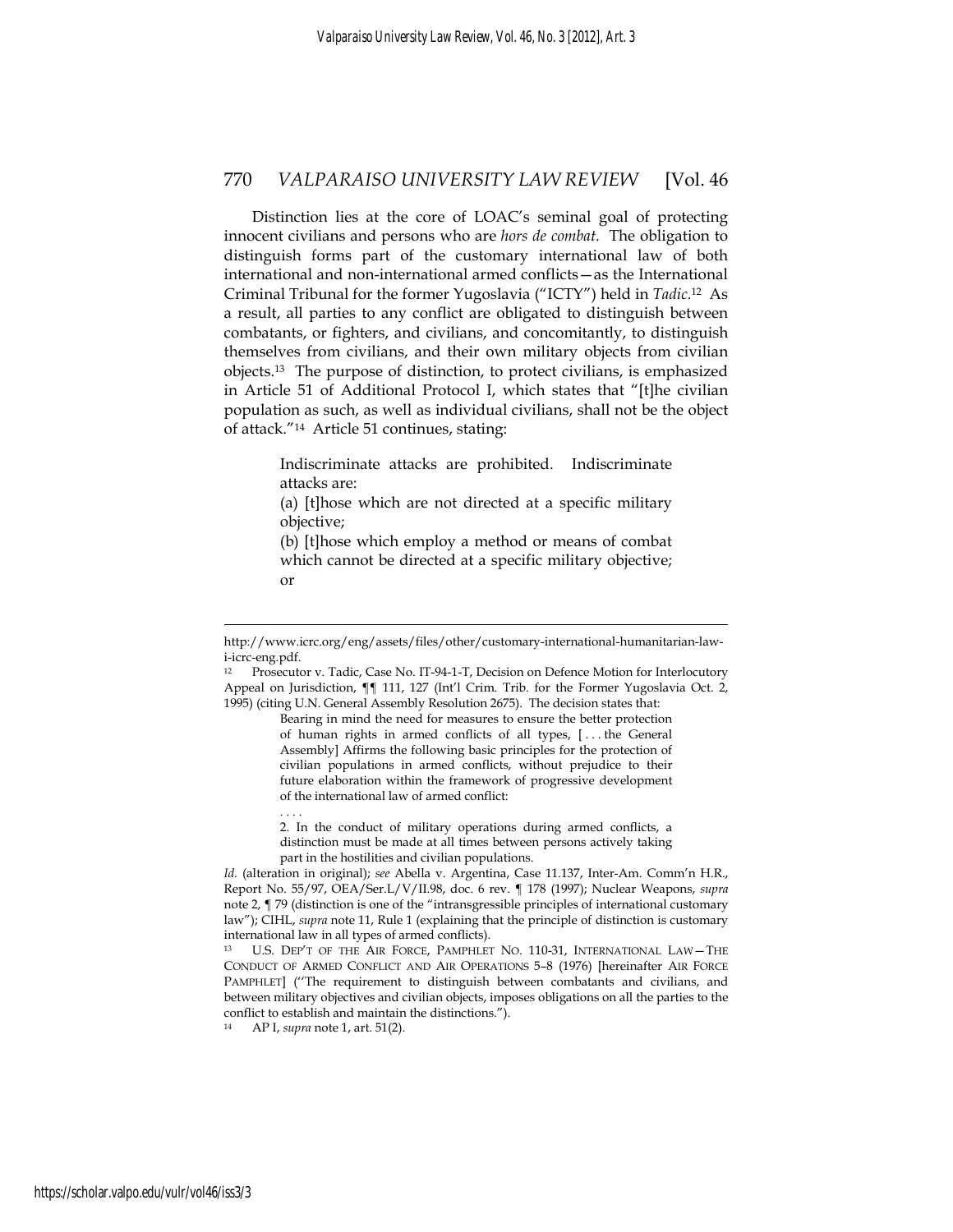Distinction lies at the core of LOAC's seminal goal of protecting innocent civilians and persons who are *hors de combat*. The obligation to distinguish forms part of the customary international law of both international and non-international armed conflicts—as the International Criminal Tribunal for the former Yugoslavia ("ICTY") held in *Tadic*.[12] As a result, all parties to any conflict are obligated to distinguish between combatants, or fighters, and civilians, and concomitantly, to distinguish themselves from civilians, and their own military objects from civilian objects.[13] The purpose of distinction, to protect civilians, is emphasized in Article 51 of Additional Protocol I, which states that "[t]he civilian population as such, as well as individual civilians, shall not be the object of attack."[14] Article 51 continues, stating:

> Indiscriminate attacks are prohibited. Indiscriminate attacks are:
>
> (a) [t]hose which are not directed at a specific military objective;
>
> (b) [t]hose which employ a method or means of combat which cannot be directed at a specific military objective; or

---

http://www.icrc.org/eng/assets/files/other/customary-international-humanitarian-law-i-icrc-eng.pdf.

[12] Prosecutor v. Tadic, Case No. IT-94-1-T, Decision on Defence Motion for Interlocutory Appeal on Jurisdiction, ¶¶ 111, 127 (Int'l Crim. Trib. for the Former Yugoslavia Oct. 2, 1995) (citing U.N. General Assembly Resolution 2675). The decision states that:

> Bearing in mind the need for measures to ensure the better protection of human rights in armed conflicts of all types, [ . . . the General Assembly] Affirms the following basic principles for the protection of civilian populations in armed conflicts, without prejudice to their future elaboration within the framework of progressive development of the international law of armed conflict:
>
> . . . .
>
> 2. In the conduct of military operations during armed conflicts, a distinction must be made at all times between persons actively taking part in the hostilities and civilian populations.

*Id.* (alteration in original); *see* Abella v. Argentina, Case 11.137, Inter-Am. Comm'n H.R., Report No. 55/97, OEA/Ser.L/V/II.98, doc. 6 rev. ¶ 178 (1997); Nuclear Weapons, *supra* note 2, ¶ 79 (distinction is one of the "intransgressible principles of international customary law"); CIHL, *supra* note 11, Rule 1 (explaining that the principle of distinction is customary international law in all types of armed conflicts).

[13] U.S. DEP'T OF THE AIR FORCE, PAMPHLET NO. 110-31, INTERNATIONAL LAW—THE CONDUCT OF ARMED CONFLICT AND AIR OPERATIONS 5–8 (1976) [hereinafter AIR FORCE PAMPHLET] ("The requirement to distinguish between combatants and civilians, and between military objectives and civilian objects, imposes obligations on all the parties to the conflict to establish and maintain the distinctions.").

[14] AP I, *supra* note 1, art. 51(2).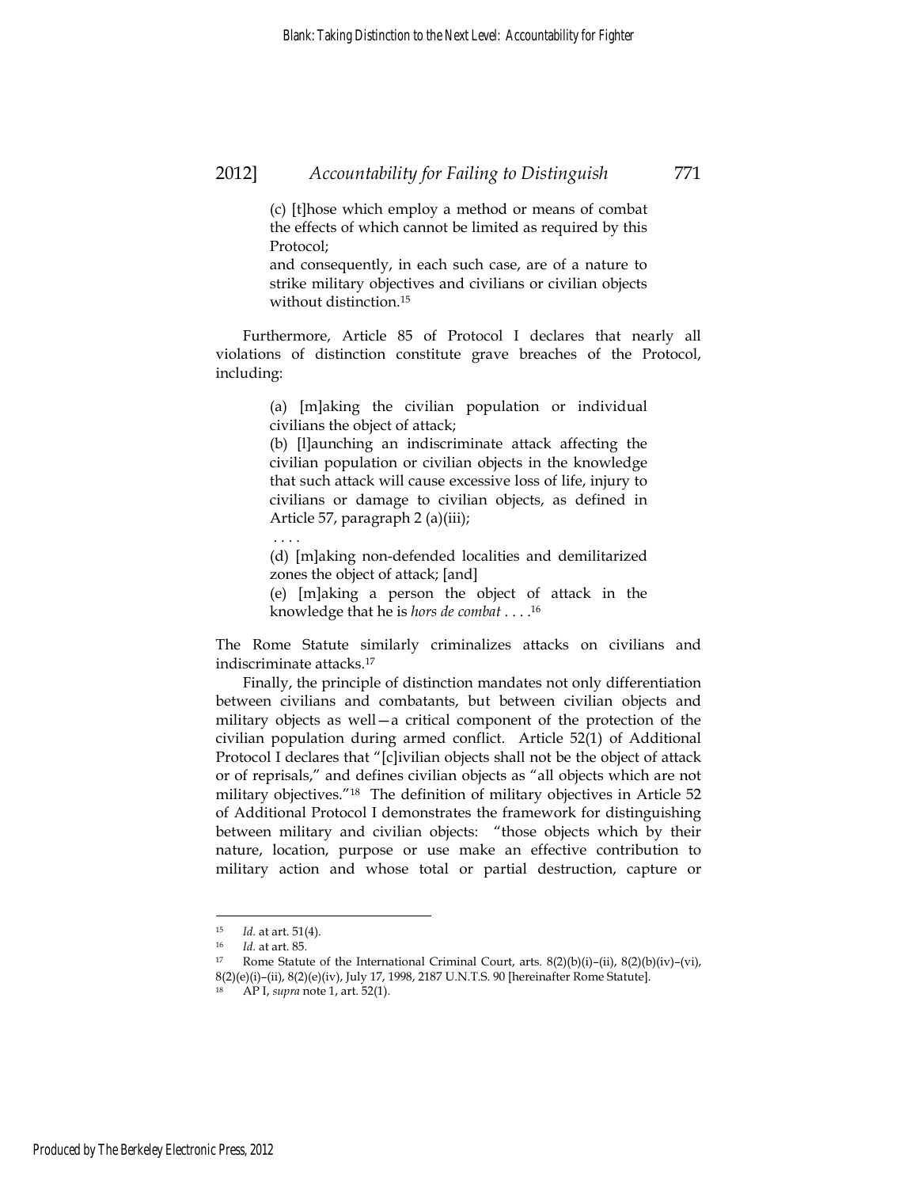> (c) [t]hose which employ a method or means of combat the effects of which cannot be limited as required by this Protocol;
>
> and consequently, in each such case, are of a nature to strike military objectives and civilians or civilian objects without distinction.[15]

Furthermore, Article 85 of Protocol I declares that nearly all violations of distinction constitute grave breaches of the Protocol, including:

> (a) [m]aking the civilian population or individual civilians the object of attack;
>
> (b) [l]aunching an indiscriminate attack affecting the civilian population or civilian objects in the knowledge that such attack will cause excessive loss of life, injury to civilians or damage to civilian objects, as defined in Article 57, paragraph 2 (a)(iii);
>
> . . . .
>
> (d) [m]aking non-defended localities and demilitarized zones the object of attack; [and]
>
> (e) [m]aking a person the object of attack in the knowledge that he is *hors de combat* . . . .[16]

The Rome Statute similarly criminalizes attacks on civilians and indiscriminate attacks.[17]

Finally, the principle of distinction mandates not only differentiation between civilians and combatants, but between civilian objects and military objects as well—a critical component of the protection of the civilian population during armed conflict. Article 52(1) of Additional Protocol I declares that "[c]ivilian objects shall not be the object of attack or of reprisals," and defines civilian objects as "all objects which are not military objectives."[18] The definition of military objectives in Article 52 of Additional Protocol I demonstrates the framework for distinguishing between military and civilian objects: "those objects which by their nature, location, purpose or use make an effective contribution to military action and whose total or partial destruction, capture or

---

[15] *Id.* at art. 51(4).

[16] *Id.* at art. 85.

[17] Rome Statute of the International Criminal Court, arts. 8(2)(b)(i)–(ii), 8(2)(b)(iv)–(vi), 8(2)(e)(i)–(ii), 8(2)(e)(iv), July 17, 1998, 2187 U.N.T.S. 90 [hereinafter Rome Statute].

[18] AP I, *supra* note 1, art. 52(1).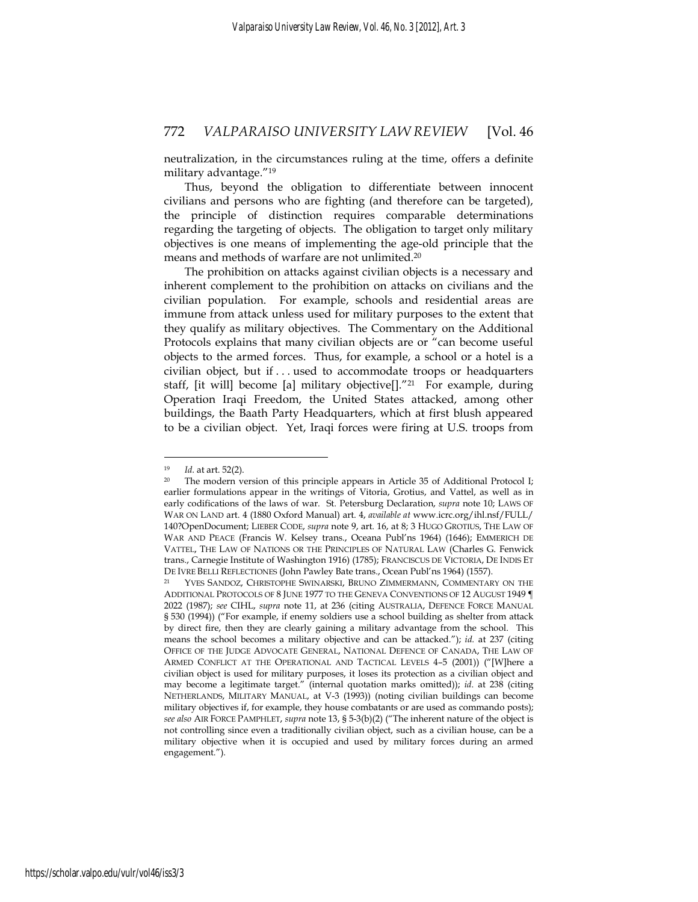neutralization, in the circumstances ruling at the time, offers a definite military advantage."[19]

Thus, beyond the obligation to differentiate between innocent civilians and persons who are fighting (and therefore can be targeted), the principle of distinction requires comparable determinations regarding the targeting of objects. The obligation to target only military objectives is one means of implementing the age-old principle that the means and methods of warfare are not unlimited.[20]

The prohibition on attacks against civilian objects is a necessary and inherent complement to the prohibition on attacks on civilians and the civilian population. For example, schools and residential areas are immune from attack unless used for military purposes to the extent that they qualify as military objectives. The Commentary on the Additional Protocols explains that many civilian objects are or "can become useful objects to the armed forces. Thus, for example, a school or a hotel is a civilian object, but if . . . used to accommodate troops or headquarters staff, [it will] become [a] military objective[]."[21] For example, during Operation Iraqi Freedom, the United States attacked, among other buildings, the Baath Party Headquarters, which at first blush appeared to be a civilian object. Yet, Iraqi forces were firing at U.S. troops from

---

[19] *Id.* at art. 52(2).

[20] The modern version of this principle appears in Article 35 of Additional Protocol I; earlier formulations appear in the writings of Vitoria, Grotius, and Vattel, as well as in early codifications of the laws of war. St. Petersburg Declaration, *supra* note 10; LAWS OF WAR ON LAND art. 4 (1880 Oxford Manual) art. 4, *available at* www.icrc.org/ihl.nsf/FULL/140?OpenDocument; LIEBER CODE, *supra* note 9, art. 16, at 8; 3 HUGO GROTIUS, THE LAW OF WAR AND PEACE (Francis W. Kelsey trans., Oceana Publ'ns 1964) (1646); EMMERICH DE VATTEL, THE LAW OF NATIONS OR THE PRINCIPLES OF NATURAL LAW (Charles G. Fenwick trans., Carnegie Institute of Washington 1916) (1785); FRANCISCUS DE VICTORIA, DE INDIS ET DE IVRE BELLI REFLECTIONES (John Pawley Bate trans., Ocean Publ'ns 1964) (1557).

[21] YVES SANDOZ, CHRISTOPHE SWINARSKI, BRUNO ZIMMERMANN, COMMENTARY ON THE ADDITIONAL PROTOCOLS OF 8 JUNE 1977 TO THE GENEVA CONVENTIONS OF 12 AUGUST 1949 ¶ 2022 (1987); *see* CIHL, *supra* note 11, at 236 (citing AUSTRALIA, DEFENCE FORCE MANUAL § 530 (1994)) ("For example, if enemy soldiers use a school building as shelter from attack by direct fire, then they are clearly gaining a military advantage from the school. This means the school becomes a military objective and can be attacked."); *id.* at 237 (citing OFFICE OF THE JUDGE ADVOCATE GENERAL, NATIONAL DEFENCE OF CANADA, THE LAW OF ARMED CONFLICT AT THE OPERATIONAL AND TACTICAL LEVELS 4–5 (2001)) ("[W]here a civilian object is used for military purposes, it loses its protection as a civilian object and may become a legitimate target." (internal quotation marks omitted)); *id.* at 238 (citing NETHERLANDS, MILITARY MANUAL, at V-3 (1993)) (noting civilian buildings can become military objectives if, for example, they house combatants or are used as commando posts); *see also* AIR FORCE PAMPHLET, *supra* note 13, § 5-3(b)(2) ("The inherent nature of the object is not controlling since even a traditionally civilian object, such as a civilian house, can be a military objective when it is occupied and used by military forces during an armed engagement.").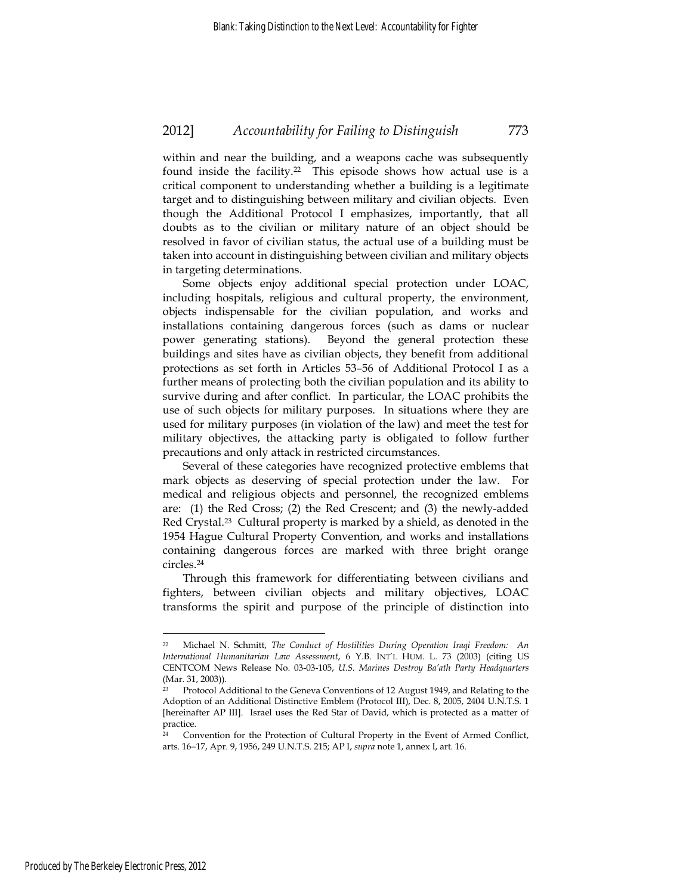within and near the building, and a weapons cache was subsequently found inside the facility.[22] This episode shows how actual use is a critical component to understanding whether a building is a legitimate target and to distinguishing between military and civilian objects. Even though the Additional Protocol I emphasizes, importantly, that all doubts as to the civilian or military nature of an object should be resolved in favor of civilian status, the actual use of a building must be taken into account in distinguishing between civilian and military objects in targeting determinations.

Some objects enjoy additional special protection under LOAC, including hospitals, religious and cultural property, the environment, objects indispensable for the civilian population, and works and installations containing dangerous forces (such as dams or nuclear power generating stations). Beyond the general protection these buildings and sites have as civilian objects, they benefit from additional protections as set forth in Articles 53–56 of Additional Protocol I as a further means of protecting both the civilian population and its ability to survive during and after conflict. In particular, the LOAC prohibits the use of such objects for military purposes. In situations where they are used for military purposes (in violation of the law) and meet the test for military objectives, the attacking party is obligated to follow further precautions and only attack in restricted circumstances.

Several of these categories have recognized protective emblems that mark objects as deserving of special protection under the law. For medical and religious objects and personnel, the recognized emblems are: (1) the Red Cross; (2) the Red Crescent; and (3) the newly-added Red Crystal.[23] Cultural property is marked by a shield, as denoted in the 1954 Hague Cultural Property Convention, and works and installations containing dangerous forces are marked with three bright orange circles.[24]

Through this framework for differentiating between civilians and fighters, between civilian objects and military objectives, LOAC transforms the spirit and purpose of the principle of distinction into

---

[22] Michael N. Schmitt, *The Conduct of Hostilities During Operation Iraqi Freedom: An International Humanitarian Law Assessment*, 6 Y.B. INT'L HUM. L. 73 (2003) (citing US CENTCOM News Release No. 03-03-105, *U.S. Marines Destroy Ba'ath Party Headquarters* (Mar. 31, 2003)).

[23] Protocol Additional to the Geneva Conventions of 12 August 1949, and Relating to the Adoption of an Additional Distinctive Emblem (Protocol III), Dec. 8, 2005, 2404 U.N.T.S. 1 [hereinafter AP III]. Israel uses the Red Star of David, which is protected as a matter of practice.

[24] Convention for the Protection of Cultural Property in the Event of Armed Conflict, arts. 16–17, Apr. 9, 1956, 249 U.N.T.S. 215; AP I, *supra* note 1, annex I, art. 16.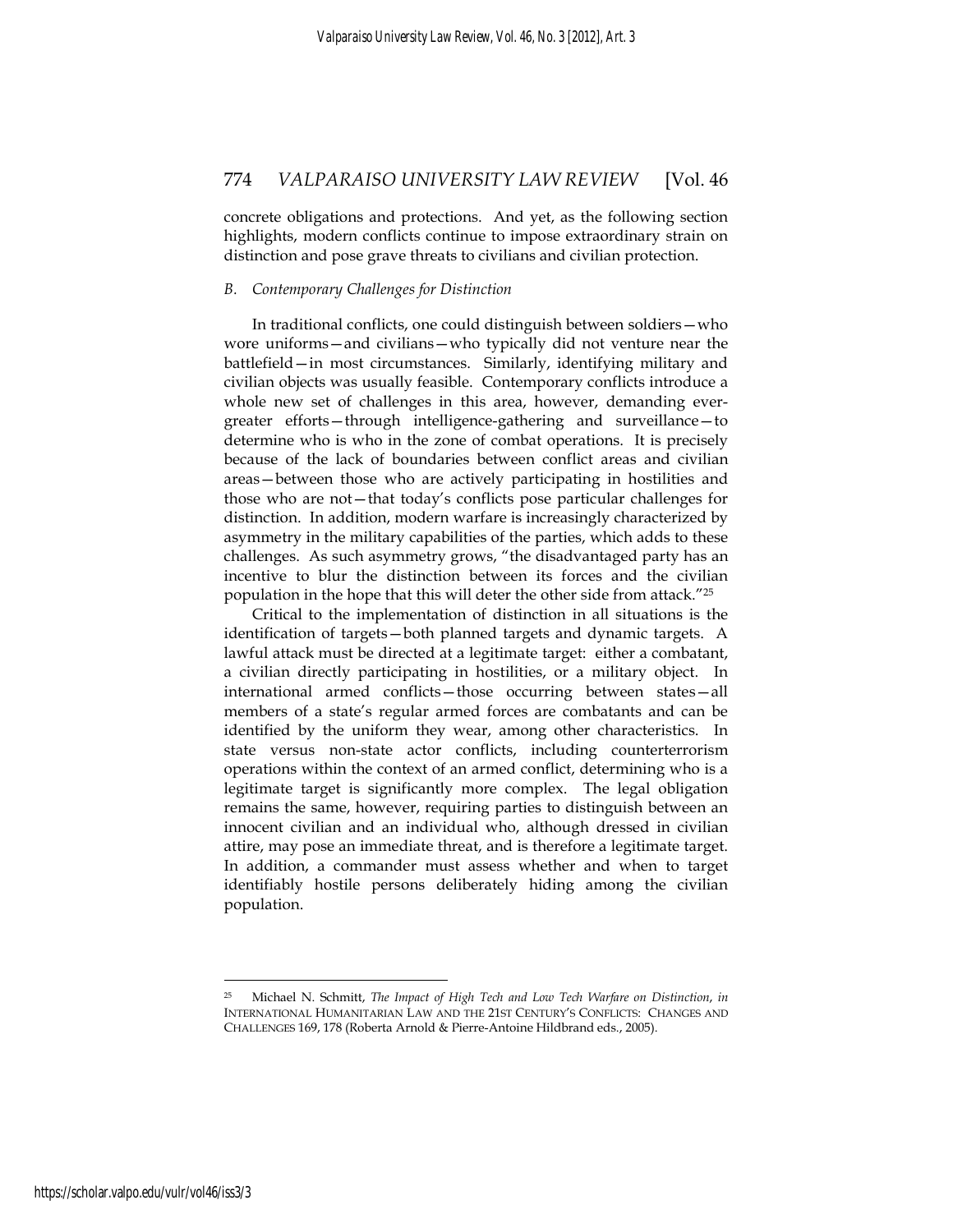concrete obligations and protections. And yet, as the following section highlights, modern conflicts continue to impose extraordinary strain on distinction and pose grave threats to civilians and civilian protection.

### *B. Contemporary Challenges for Distinction*

In traditional conflicts, one could distinguish between soldiers—who wore uniforms—and civilians—who typically did not venture near the battlefield—in most circumstances. Similarly, identifying military and civilian objects was usually feasible. Contemporary conflicts introduce a whole new set of challenges in this area, however, demanding ever-greater efforts—through intelligence-gathering and surveillance—to determine who is who in the zone of combat operations. It is precisely because of the lack of boundaries between conflict areas and civilian areas—between those who are actively participating in hostilities and those who are not—that today's conflicts pose particular challenges for distinction. In addition, modern warfare is increasingly characterized by asymmetry in the military capabilities of the parties, which adds to these challenges. As such asymmetry grows, "the disadvantaged party has an incentive to blur the distinction between its forces and the civilian population in the hope that this will deter the other side from attack."[25]

Critical to the implementation of distinction in all situations is the identification of targets—both planned targets and dynamic targets. A lawful attack must be directed at a legitimate target: either a combatant, a civilian directly participating in hostilities, or a military object. In international armed conflicts—those occurring between states—all members of a state's regular armed forces are combatants and can be identified by the uniform they wear, among other characteristics. In state versus non-state actor conflicts, including counterterrorism operations within the context of an armed conflict, determining who is a legitimate target is significantly more complex. The legal obligation remains the same, however, requiring parties to distinguish between an innocent civilian and an individual who, although dressed in civilian attire, may pose an immediate threat, and is therefore a legitimate target. In addition, a commander must assess whether and when to target identifiably hostile persons deliberately hiding among the civilian population.

---

[25] Michael N. Schmitt, *The Impact of High Tech and Low Tech Warfare on Distinction*, *in* INTERNATIONAL HUMANITARIAN LAW AND THE 21ST CENTURY'S CONFLICTS: CHANGES AND CHALLENGES 169, 178 (Roberta Arnold & Pierre-Antoine Hildbrand eds., 2005).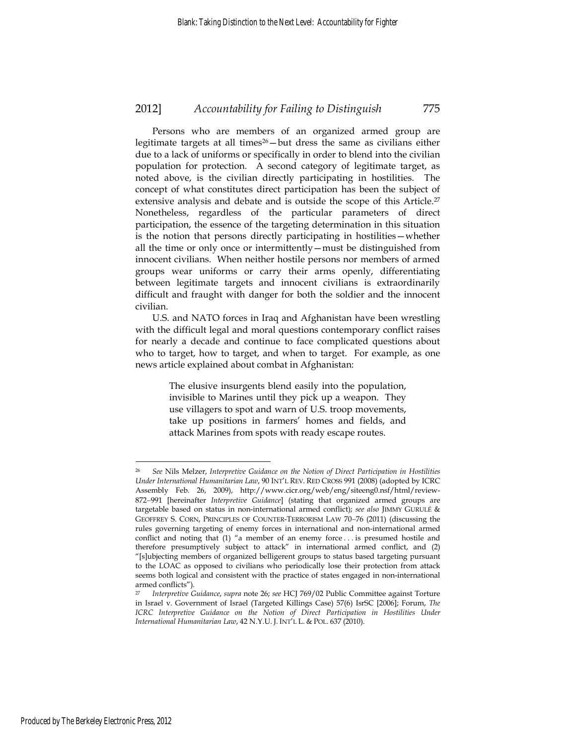Persons who are members of an organized armed group are legitimate targets at all times[26]—but dress the same as civilians either due to a lack of uniforms or specifically in order to blend into the civilian population for protection. A second category of legitimate target, as noted above, is the civilian directly participating in hostilities. The concept of what constitutes direct participation has been the subject of extensive analysis and debate and is outside the scope of this Article.[27] Nonetheless, regardless of the particular parameters of direct participation, the essence of the targeting determination in this situation is the notion that persons directly participating in hostilities—whether all the time or only once or intermittently—must be distinguished from innocent civilians. When neither hostile persons nor members of armed groups wear uniforms or carry their arms openly, differentiating between legitimate targets and innocent civilians is extraordinarily difficult and fraught with danger for both the soldier and the innocent civilian.

U.S. and NATO forces in Iraq and Afghanistan have been wrestling with the difficult legal and moral questions contemporary conflict raises for nearly a decade and continue to face complicated questions about who to target, how to target, and when to target. For example, as one news article explained about combat in Afghanistan:

> The elusive insurgents blend easily into the population, invisible to Marines until they pick up a weapon. They use villagers to spot and warn of U.S. troop movements, take up positions in farmers' homes and fields, and attack Marines from spots with ready escape routes.

---

[26] *See* Nils Melzer, *Interpretive Guidance on the Notion of Direct Participation in Hostilities Under International Humanitarian Law*, 90 INT'L REV. RED CROSS 991 (2008) (adopted by ICRC Assembly Feb. 26, 2009), http://www.cicr.org/web/eng/siteeng0.nsf/html/review-872–991 [hereinafter *Interpretive Guidance*] (stating that organized armed groups are targetable based on status in non-international armed conflict); *see also* JIMMY GURULÉ & GEOFFREY S. CORN, PRINCIPLES OF COUNTER-TERRORISM LAW 70–76 (2011) (discussing the rules governing targeting of enemy forces in international and non-international armed conflict and noting that (1) "a member of an enemy force . . . is presumed hostile and therefore presumptively subject to attack" in international armed conflict, and (2) "[s]ubjecting members of organized belligerent groups to status based targeting pursuant to the LOAC as opposed to civilians who periodically lose their protection from attack seems both logical and consistent with the practice of states engaged in non-international armed conflicts").

[27] *Interpretive Guidance*, *supra* note 26; *see* HCJ 769/02 Public Committee against Torture in Israel v. Government of Israel (Targeted Killings Case) 57(6) IsrSC [2006]; Forum, *The ICRC Interpretive Guidance on the Notion of Direct Participation in Hostilities Under International Humanitarian Law*, 42 N.Y.U. J. INT'L L. & POL. 637 (2010).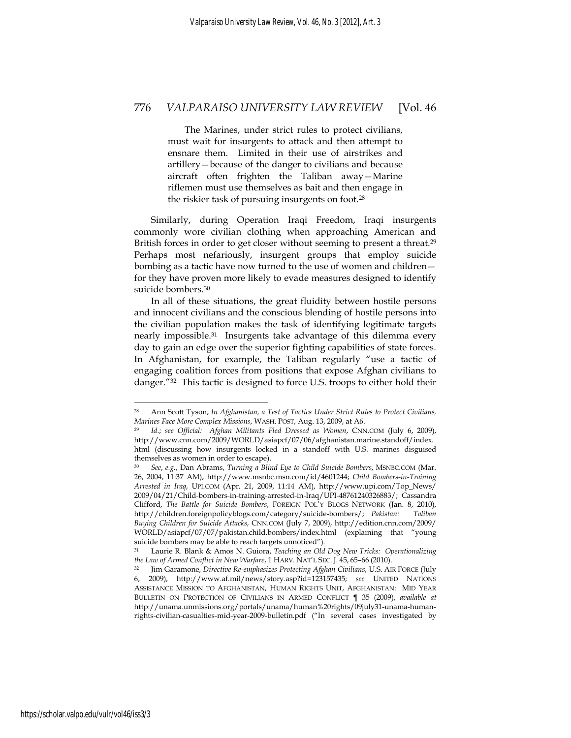> The Marines, under strict rules to protect civilians, must wait for insurgents to attack and then attempt to ensnare them. Limited in their use of airstrikes and artillery—because of the danger to civilians and because aircraft often frighten the Taliban away—Marine riflemen must use themselves as bait and then engage in the riskier task of pursuing insurgents on foot.[28]

Similarly, during Operation Iraqi Freedom, Iraqi insurgents commonly wore civilian clothing when approaching American and British forces in order to get closer without seeming to present a threat.[29] Perhaps most nefariously, insurgent groups that employ suicide bombing as a tactic have now turned to the use of women and children—for they have proven more likely to evade measures designed to identify suicide bombers.[30]

In all of these situations, the great fluidity between hostile persons and innocent civilians and the conscious blending of hostile persons into the civilian population makes the task of identifying legitimate targets nearly impossible.[31] Insurgents take advantage of this dilemma every day to gain an edge over the superior fighting capabilities of state forces. In Afghanistan, for example, the Taliban regularly "use a tactic of engaging coalition forces from positions that expose Afghan civilians to danger."[32] This tactic is designed to force U.S. troops to either hold their

---

[28] Ann Scott Tyson, *In Afghanistan, a Test of Tactics Under Strict Rules to Protect Civilians, Marines Face More Complex Missions*, WASH. POST, Aug. 13, 2009, at A6.

[29] *Id.*; *see Official: Afghan Militants Fled Dressed as Women*, CNN.COM (July 6, 2009), http://www.cnn.com/2009/WORLD/asiapcf/07/06/afghanistan.marine.standoff/index.html (discussing how insurgents locked in a standoff with U.S. marines disguised themselves as women in order to escape).

[30] *See*, *e.g.*, Dan Abrams, *Turning a Blind Eye to Child Suicide Bombers*, MSNBC.COM (Mar. 26, 2004, 11:37 AM), http://www.msnbc.msn.com/id/4601244; *Child Bombers-in-Training Arrested in Iraq*, UPI.COM (Apr. 21, 2009, 11:14 AM), http://www.upi.com/Top_News/2009/04/21/Child-bombers-in-training-arrested-in-Iraq/UPI-48761240326883/; Cassandra Clifford, *The Battle for Suicide Bombers*, FOREIGN POL'Y BLOGS NETWORK (Jan. 8, 2010), http://children.foreignpolicyblogs.com/category/suicide-bombers/; *Pakistan: Taliban Buying Children for Suicide Attacks*, CNN.COM (July 7, 2009), http://edition.cnn.com/2009/WORLD/asiapcf/07/07/pakistan.child.bombers/index.html (explaining that "young suicide bombers may be able to reach targets unnoticed").

[31] Laurie R. Blank & Amos N. Guiora, *Teaching an Old Dog New Tricks: Operationalizing the Law of Armed Conflict in New Warfare*, 1 HARV. NAT'L SEC. J. 45, 65–66 (2010).

[32] Jim Garamone, *Directive Re-emphasizes Protecting Afghan Civilians*, U.S. AIR FORCE (July 6, 2009), http://www.af.mil/news/story.asp?id=123157435; *see* UNITED NATIONS ASSISTANCE MISSION TO AFGHANISTAN, HUMAN RIGHTS UNIT, AFGHANISTAN: MID YEAR BULLETIN ON PROTECTION OF CIVILIANS IN ARMED CONFLICT ¶ 35 (2009), *available at* http://unama.unmissions.org/portals/unama/human%20rights/09july31-unama-human-rights-civilian-casualties-mid-year-2009-bulletin.pdf ("In several cases investigated by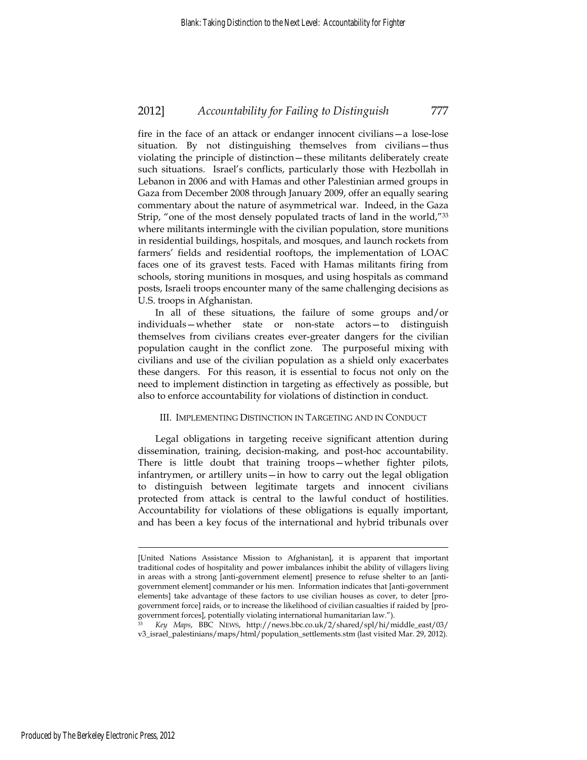fire in the face of an attack or endanger innocent civilians—a lose-lose situation. By not distinguishing themselves from civilians—thus violating the principle of distinction—these militants deliberately create such situations. Israel's conflicts, particularly those with Hezbollah in Lebanon in 2006 and with Hamas and other Palestinian armed groups in Gaza from December 2008 through January 2009, offer an equally searing commentary about the nature of asymmetrical war. Indeed, in the Gaza Strip, "one of the most densely populated tracts of land in the world,"[33] where militants intermingle with the civilian population, store munitions in residential buildings, hospitals, and mosques, and launch rockets from farmers' fields and residential rooftops, the implementation of LOAC faces one of its gravest tests. Faced with Hamas militants firing from schools, storing munitions in mosques, and using hospitals as command posts, Israeli troops encounter many of the same challenging decisions as U.S. troops in Afghanistan.

In all of these situations, the failure of some groups and/or individuals—whether state or non-state actors—to distinguish themselves from civilians creates ever-greater dangers for the civilian population caught in the conflict zone. The purposeful mixing with civilians and use of the civilian population as a shield only exacerbates these dangers. For this reason, it is essential to focus not only on the need to implement distinction in targeting as effectively as possible, but also to enforce accountability for violations of distinction in conduct.

## III. Implementing Distinction in Targeting and in Conduct

Legal obligations in targeting receive significant attention during dissemination, training, decision-making, and post-hoc accountability. There is little doubt that training troops—whether fighter pilots, infantrymen, or artillery units—in how to carry out the legal obligation to distinguish between legitimate targets and innocent civilians protected from attack is central to the lawful conduct of hostilities. Accountability for violations of these obligations is equally important, and has been a key focus of the international and hybrid tribunals over

---

[United Nations Assistance Mission to Afghanistan], it is apparent that important traditional codes of hospitality and power imbalances inhibit the ability of villagers living in areas with a strong [anti-government element] presence to refuse shelter to an [anti-government element] commander or his men. Information indicates that [anti-government elements] take advantage of these factors to use civilian houses as cover, to deter [pro-government force] raids, or to increase the likelihood of civilian casualties if raided by [pro-government forces], potentially violating international humanitarian law.").

[33] *Key Maps*, BBC NEWS, http://news.bbc.co.uk/2/shared/spl/hi/middle_east/03/v3_israel_palestinians/maps/html/population_settlements.stm (last visited Mar. 29, 2012).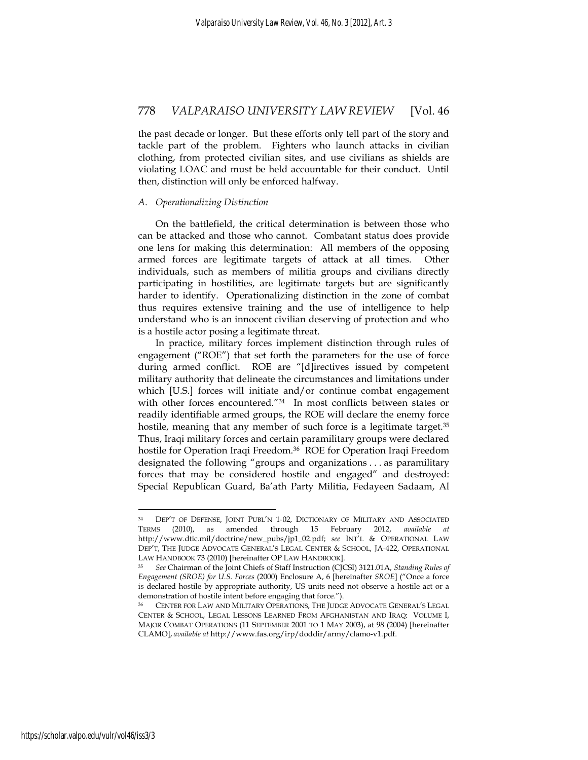the past decade or longer. But these efforts only tell part of the story and tackle part of the problem. Fighters who launch attacks in civilian clothing, from protected civilian sites, and use civilians as shields are violating LOAC and must be held accountable for their conduct. Until then, distinction will only be enforced halfway.

### *A. Operationalizing Distinction*

On the battlefield, the critical determination is between those who can be attacked and those who cannot. Combatant status does provide one lens for making this determination: All members of the opposing armed forces are legitimate targets of attack at all times. Other individuals, such as members of militia groups and civilians directly participating in hostilities, are legitimate targets but are significantly harder to identify. Operationalizing distinction in the zone of combat thus requires extensive training and the use of intelligence to help understand who is an innocent civilian deserving of protection and who is a hostile actor posing a legitimate threat.

In practice, military forces implement distinction through rules of engagement ("ROE") that set forth the parameters for the use of force during armed conflict. ROE are "[d]irectives issued by competent military authority that delineate the circumstances and limitations under which [U.S.] forces will initiate and/or continue combat engagement with other forces encountered."[34] In most conflicts between states or readily identifiable armed groups, the ROE will declare the enemy force hostile, meaning that any member of such force is a legitimate target.[35] Thus, Iraqi military forces and certain paramilitary groups were declared hostile for Operation Iraqi Freedom.[36] ROE for Operation Iraqi Freedom designated the following "groups and organizations . . . as paramilitary forces that may be considered hostile and engaged" and destroyed: Special Republican Guard, Ba'ath Party Militia, Fedayeen Sadaam, Al

---

[34] DEP'T OF DEFENSE, JOINT PUBL'N 1-02, DICTIONARY OF MILITARY AND ASSOCIATED TERMS (2010), as amended through 15 February 2012, *available at* http://www.dtic.mil/doctrine/new_pubs/jp1_02.pdf; *see* INT'L & OPERATIONAL LAW DEP'T, THE JUDGE ADVOCATE GENERAL'S LEGAL CENTER & SCHOOL, JA-422, OPERATIONAL LAW HANDBOOK 73 (2010) [hereinafter OP LAW HANDBOOK].

[35] *See* Chairman of the Joint Chiefs of Staff Instruction (CJCSI) 3121.01A, *Standing Rules of Engagement (SROE) for U.S. Forces* (2000) Enclosure A, 6 [hereinafter *SROE*] ("Once a force is declared hostile by appropriate authority, US units need not observe a hostile act or a demonstration of hostile intent before engaging that force.").

[36] CENTER FOR LAW AND MILITARY OPERATIONS, THE JUDGE ADVOCATE GENERAL'S LEGAL CENTER & SCHOOL, LEGAL LESSONS LEARNED FROM AFGHANISTAN AND IRAQ: VOLUME I, MAJOR COMBAT OPERATIONS (11 SEPTEMBER 2001 TO 1 MAY 2003), at 98 (2004) [hereinafter CLAMO], *available at* http://www.fas.org/irp/doddir/army/clamo-v1.pdf.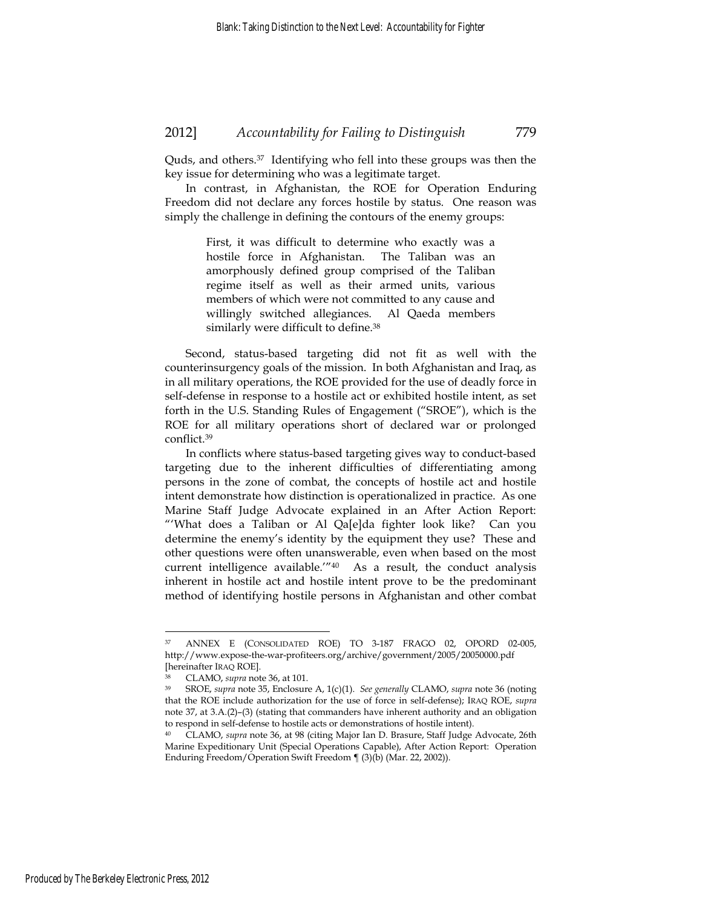Quds, and others.[37] Identifying who fell into these groups was then the key issue for determining who was a legitimate target.

In contrast, in Afghanistan, the ROE for Operation Enduring Freedom did not declare any forces hostile by status. One reason was simply the challenge in defining the contours of the enemy groups:

> First, it was difficult to determine who exactly was a hostile force in Afghanistan. The Taliban was an amorphously defined group comprised of the Taliban regime itself as well as their armed units, various members of which were not committed to any cause and willingly switched allegiances. Al Qaeda members similarly were difficult to define.[38]

Second, status-based targeting did not fit as well with the counterinsurgency goals of the mission. In both Afghanistan and Iraq, as in all military operations, the ROE provided for the use of deadly force in self-defense in response to a hostile act or exhibited hostile intent, as set forth in the U.S. Standing Rules of Engagement ("SROE"), which is the ROE for all military operations short of declared war or prolonged conflict.[39]

In conflicts where status-based targeting gives way to conduct-based targeting due to the inherent difficulties of differentiating among persons in the zone of combat, the concepts of hostile act and hostile intent demonstrate how distinction is operationalized in practice. As one Marine Staff Judge Advocate explained in an After Action Report: "'What does a Taliban or Al Qa[e]da fighter look like? Can you determine the enemy's identity by the equipment they use? These and other questions were often unanswerable, even when based on the most current intelligence available.'"[40] As a result, the conduct analysis inherent in hostile act and hostile intent prove to be the predominant method of identifying hostile persons in Afghanistan and other combat

---

[37] ANNEX E (CONSOLIDATED ROE) TO 3-187 FRAGO 02, OPORD 02-005, http://www.expose-the-war-profiteers.org/archive/government/2005/20050000.pdf [hereinafter IRAQ ROE].

[38] CLAMO, *supra* note 36, at 101.

[39] SROE, *supra* note 35, Enclosure A, 1(c)(1). *See generally* CLAMO, *supra* note 36 (noting that the ROE include authorization for the use of force in self-defense); IRAQ ROE, *supra* note 37, at 3.A.(2)–(3) (stating that commanders have inherent authority and an obligation to respond in self-defense to hostile acts or demonstrations of hostile intent).

[40] CLAMO, *supra* note 36, at 98 (citing Major Ian D. Brasure, Staff Judge Advocate, 26th Marine Expeditionary Unit (Special Operations Capable), After Action Report: Operation Enduring Freedom/Operation Swift Freedom ¶ (3)(b) (Mar. 22, 2002)).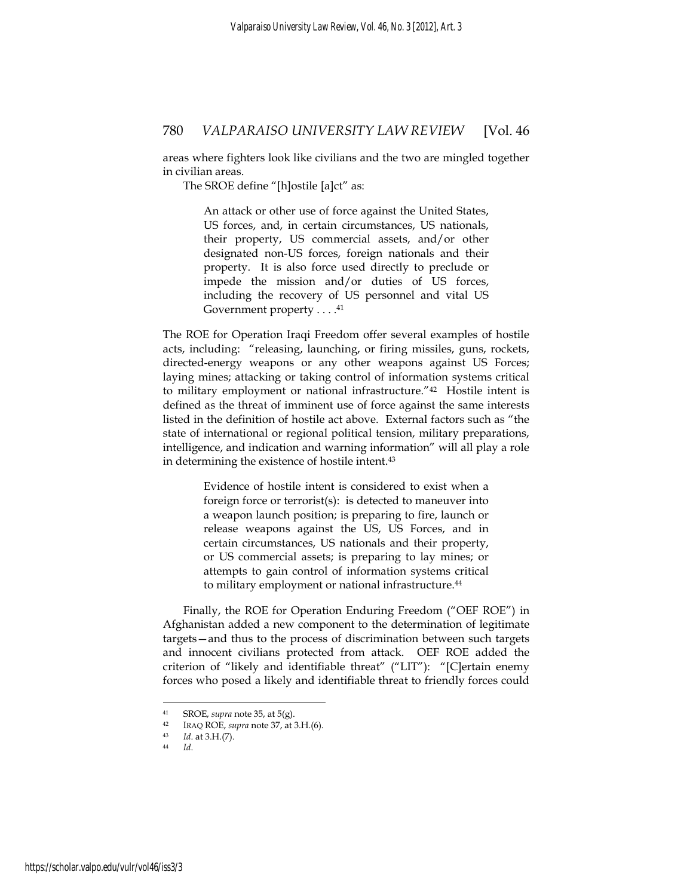areas where fighters look like civilians and the two are mingled together in civilian areas.

The SROE define "[h]ostile [a]ct" as:

> An attack or other use of force against the United States, US forces, and, in certain circumstances, US nationals, their property, US commercial assets, and/or other designated non-US forces, foreign nationals and their property. It is also force used directly to preclude or impede the mission and/or duties of US forces, including the recovery of US personnel and vital US Government property . . . .[41]

The ROE for Operation Iraqi Freedom offer several examples of hostile acts, including: "releasing, launching, or firing missiles, guns, rockets, directed-energy weapons or any other weapons against US Forces; laying mines; attacking or taking control of information systems critical to military employment or national infrastructure."[42] Hostile intent is defined as the threat of imminent use of force against the same interests listed in the definition of hostile act above. External factors such as "the state of international or regional political tension, military preparations, intelligence, and indication and warning information" will all play a role in determining the existence of hostile intent.[43]

> Evidence of hostile intent is considered to exist when a foreign force or terrorist(s): is detected to maneuver into a weapon launch position; is preparing to fire, launch or release weapons against the US, US Forces, and in certain circumstances, US nationals and their property, or US commercial assets; is preparing to lay mines; or attempts to gain control of information systems critical to military employment or national infrastructure.[44]

Finally, the ROE for Operation Enduring Freedom ("OEF ROE") in Afghanistan added a new component to the determination of legitimate targets—and thus to the process of discrimination between such targets and innocent civilians protected from attack. OEF ROE added the criterion of "likely and identifiable threat" ("LIT"): "[C]ertain enemy forces who posed a likely and identifiable threat to friendly forces could

---

[41] SROE, *supra* note 35, at 5(g).

[42] IRAQ ROE, *supra* note 37, at 3.H.(6).

[43] *Id.* at 3.H.(7).

[44] *Id.*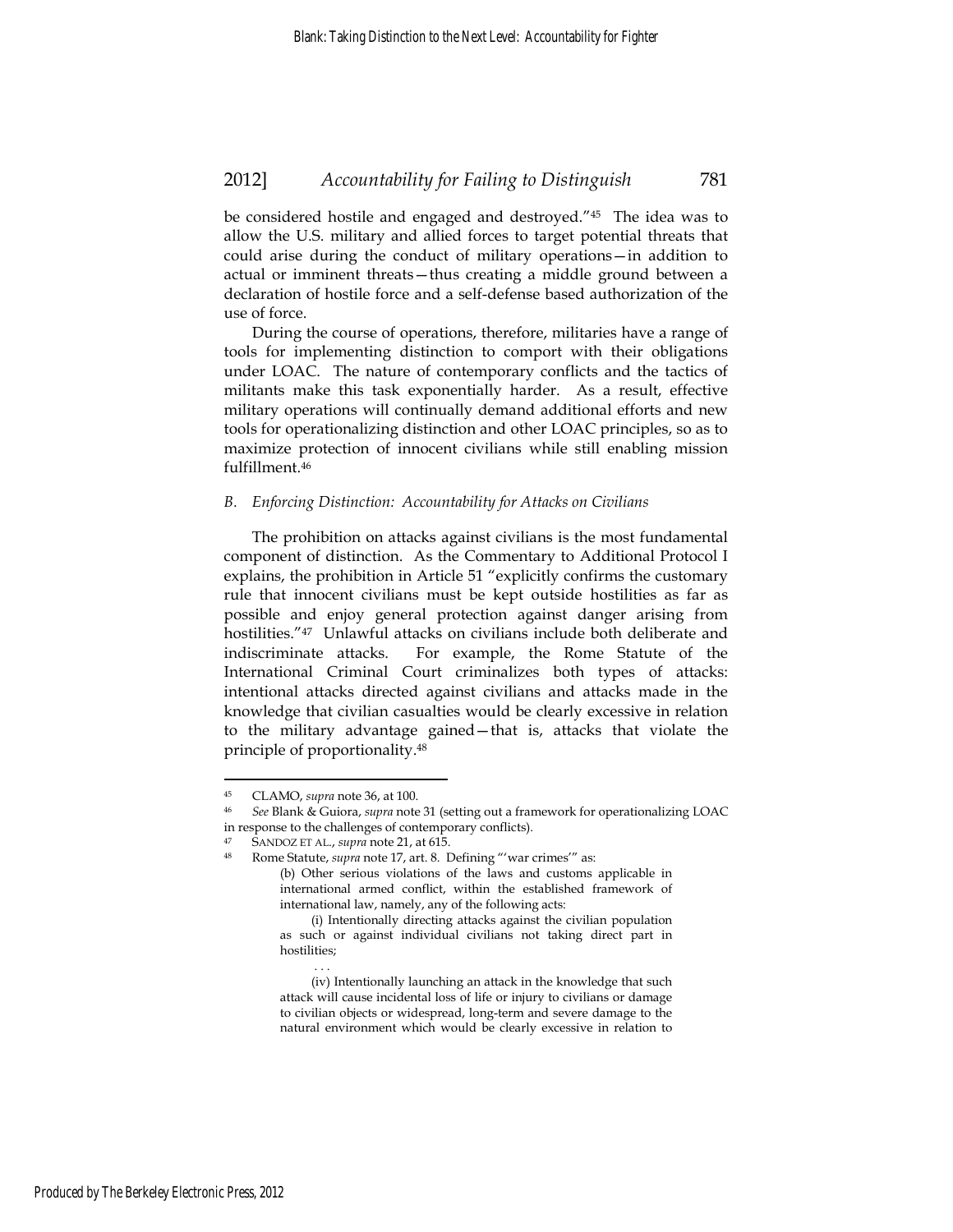be considered hostile and engaged and destroyed."[45] The idea was to allow the U.S. military and allied forces to target potential threats that could arise during the conduct of military operations—in addition to actual or imminent threats—thus creating a middle ground between a declaration of hostile force and a self-defense based authorization of the use of force.

During the course of operations, therefore, militaries have a range of tools for implementing distinction to comport with their obligations under LOAC. The nature of contemporary conflicts and the tactics of militants make this task exponentially harder. As a result, effective military operations will continually demand additional efforts and new tools for operationalizing distinction and other LOAC principles, so as to maximize protection of innocent civilians while still enabling mission fulfillment.[46]

### *B. Enforcing Distinction: Accountability for Attacks on Civilians*

The prohibition on attacks against civilians is the most fundamental component of distinction. As the Commentary to Additional Protocol I explains, the prohibition in Article 51 "explicitly confirms the customary rule that innocent civilians must be kept outside hostilities as far as possible and enjoy general protection against danger arising from hostilities."[47] Unlawful attacks on civilians include both deliberate and indiscriminate attacks. For example, the Rome Statute of the International Criminal Court criminalizes both types of attacks: intentional attacks directed against civilians and attacks made in the knowledge that civilian casualties would be clearly excessive in relation to the military advantage gained—that is, attacks that violate the principle of proportionality.[48]

---

[45] CLAMO, *supra* note 36, at 100.

[46] *See* Blank & Guiora, *supra* note 31 (setting out a framework for operationalizing LOAC in response to the challenges of contemporary conflicts).

[47] SANDOZ ET AL., *supra* note 21, at 615.

[48] Rome Statute, *supra* note 17, art. 8. Defining "'war crimes'" as:

> (b) Other serious violations of the laws and customs applicable in international armed conflict, within the established framework of international law, namely, any of the following acts:
>
> (i) Intentionally directing attacks against the civilian population as such or against individual civilians not taking direct part in hostilities;
>
> . . .
>
> (iv) Intentionally launching an attack in the knowledge that such attack will cause incidental loss of life or injury to civilians or damage to civilian objects or widespread, long-term and severe damage to the natural environment which would be clearly excessive in relation to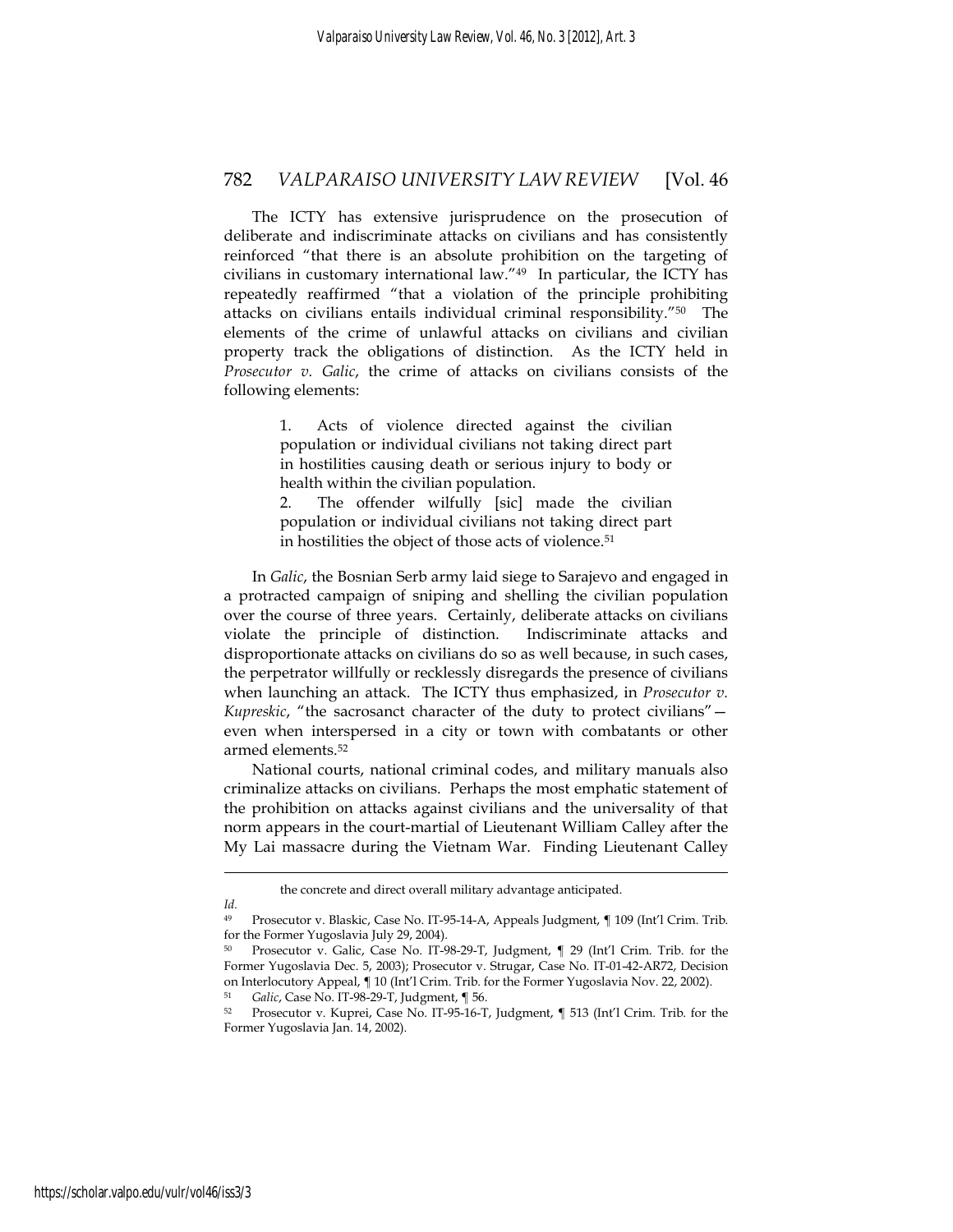The ICTY has extensive jurisprudence on the prosecution of deliberate and indiscriminate attacks on civilians and has consistently reinforced "that there is an absolute prohibition on the targeting of civilians in customary international law."[49] In particular, the ICTY has repeatedly reaffirmed "that a violation of the principle prohibiting attacks on civilians entails individual criminal responsibility."[50] The elements of the crime of unlawful attacks on civilians and civilian property track the obligations of distinction. As the ICTY held in *Prosecutor v. Galic*, the crime of attacks on civilians consists of the following elements:

> 1. Acts of violence directed against the civilian population or individual civilians not taking direct part in hostilities causing death or serious injury to body or health within the civilian population.
> 2. The offender wilfully [sic] made the civilian population or individual civilians not taking direct part in hostilities the object of those acts of violence.[51]

In *Galic*, the Bosnian Serb army laid siege to Sarajevo and engaged in a protracted campaign of sniping and shelling the civilian population over the course of three years. Certainly, deliberate attacks on civilians violate the principle of distinction. Indiscriminate attacks and disproportionate attacks on civilians do so as well because, in such cases, the perpetrator willfully or recklessly disregards the presence of civilians when launching an attack. The ICTY thus emphasized, in *Prosecutor v. Kupreskic*, "the sacrosanct character of the duty to protect civilians"—even when interspersed in a city or town with combatants or other armed elements.[52]

National courts, national criminal codes, and military manuals also criminalize attacks on civilians. Perhaps the most emphatic statement of the prohibition on attacks against civilians and the universality of that norm appears in the court-martial of Lieutenant William Calley after the My Lai massacre during the Vietnam War. Finding Lieutenant Calley

---

the concrete and direct overall military advantage anticipated.

*Id.*

[49] Prosecutor v. Blaskic, Case No. IT-95-14-A, Appeals Judgment, ¶ 109 (Int'l Crim. Trib. for the Former Yugoslavia July 29, 2004).

[50] Prosecutor v. Galic, Case No. IT-98-29-T, Judgment, ¶ 29 (Int'l Crim. Trib. for the Former Yugoslavia Dec. 5, 2003); Prosecutor v. Strugar, Case No. IT-01-42-AR72, Decision on Interlocutory Appeal, ¶ 10 (Int'l Crim. Trib. for the Former Yugoslavia Nov. 22, 2002).

[51] *Galic*, Case No. IT-98-29-T, Judgment, ¶ 56.

[52] Prosecutor v. Kuprei, Case No. IT-95-16-T, Judgment, ¶ 513 (Int'l Crim. Trib. for the Former Yugoslavia Jan. 14, 2002).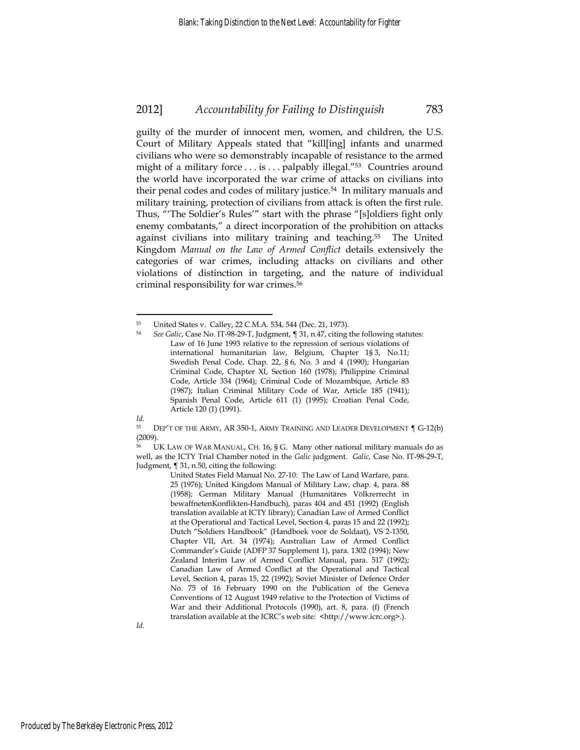guilty of the murder of innocent men, women, and children, the U.S. Court of Military Appeals stated that "kill[ing] infants and unarmed civilians who were so demonstrably incapable of resistance to the armed might of a military force . . . is . . . palpably illegal."[53] Countries around the world have incorporated the war crime of attacks on civilians into their penal codes and codes of military justice.[54] In military manuals and military training, protection of civilians from attack is often the first rule. Thus, "'The Soldier's Rules'" start with the phrase "[s]oldiers fight only enemy combatants," a direct incorporation of the prohibition on attacks against civilians into military training and teaching.[55] The United Kingdom *Manual on the Law of Armed Conflict* details extensively the categories of war crimes, including attacks on civilians and other violations of distinction in targeting, and the nature of individual criminal responsibility for war crimes.[56]

---

[53] United States v. Calley, 22 C.M.A. 534, 544 (Dec. 21, 1973).

[54] *See Galic*, Case No. IT-98-29-T, Judgment, ¶ 31, n.47, citing the following statutes:

> Law of 16 June 1993 relative to the repression of serious violations of international humanitarian law, Belgium, Chapter 1§ 3, No.11; Swedish Penal Code, Chap. 22, § 6, No. 3 and 4 (1990); Hungarian Criminal Code, Chapter XI, Section 160 (1978); Philippine Criminal Code, Article 334 (1964); Criminal Code of Mozambique, Article 83 (1987); Italian Criminal Military Code of War, Article 185 (1941); Spanish Penal Code, Article 611 (1) (1995); Croatian Penal Code, Article 120 (1) (1991).

*Id*.

[55] DEP'T OF THE ARMY, AR 350-1, ARMY TRAINING AND LEADER DEVELOPMENT ¶ G-12(b) (2009).

[56] UK LAW OF WAR MANUAL, CH. 16, § G. Many other national military manuals do as well, as the ICTY Trial Chamber noted in the *Galic* judgment. *Galic*, Case No. IT-98-29-T, Judgment, ¶ 31, n.50, citing the following:

> United States Field Manual No. 27-10: The Law of Land Warfare, para. 25 (1976); United Kingdom Manual of Military Law, chap. 4, para. 88 (1958); German Military Manual (Humanitäres Völkrerrecht in bewaffnetenKonflikten-Handbuch), paras 404 and 451 (1992) (English translation available at ICTY library); Canadian Law of Armed Conflict at the Operational and Tactical Level, Section 4, paras 15 and 22 (1992); Dutch "Soldiers Handbook" (Handboek voor de Soldaat), VS 2-1350, Chapter VII, Art. 34 (1974); Australian Law of Armed Conflict Commander's Guide (ADFP 37 Supplement 1), para. 1302 (1994); New Zealand Interim Law of Armed Conflict Manual, para. 517 (1992); Canadian Law of Armed Conflict at the Operational and Tactical Level, Section 4, paras 15, 22 (1992); Soviet Minister of Defence Order No. 75 of 16 February 1990 on the Publication of the Geneva Conventions of 12 August 1949 relative to the Protection of Victims of War and their Additional Protocols (1990), art. 8, para. (f) (French translation available at the ICRC's web site: <http://www.icrc.org>.).

*Id*.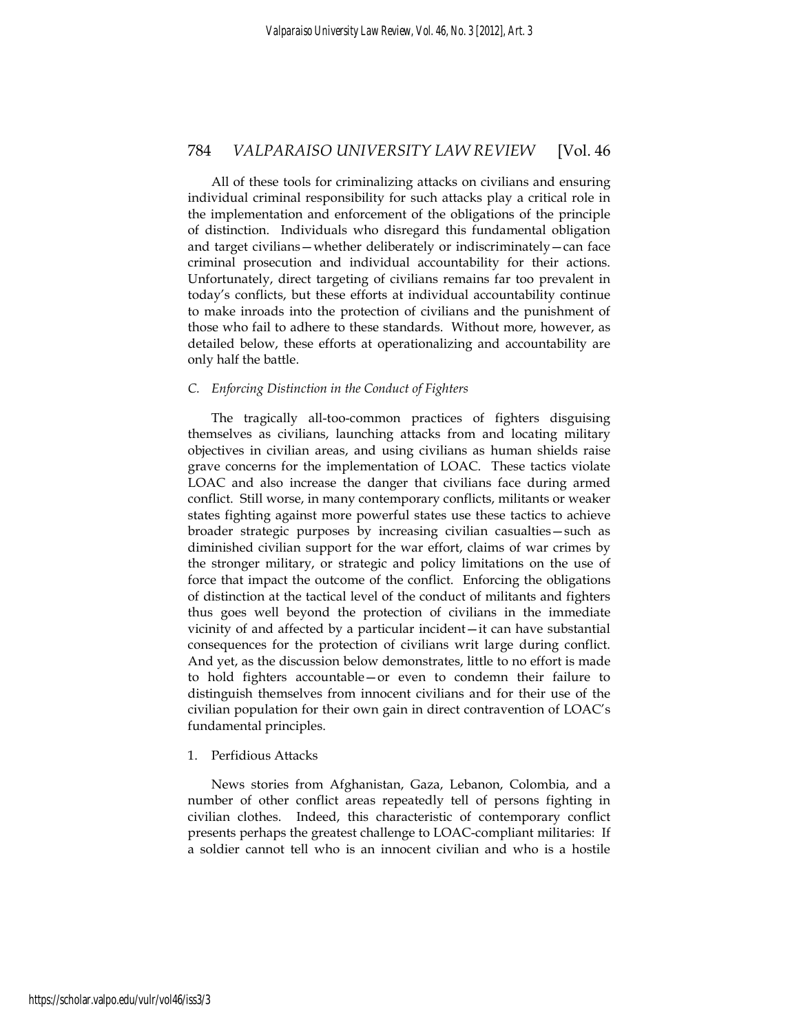All of these tools for criminalizing attacks on civilians and ensuring individual criminal responsibility for such attacks play a critical role in the implementation and enforcement of the obligations of the principle of distinction. Individuals who disregard this fundamental obligation and target civilians—whether deliberately or indiscriminately—can face criminal prosecution and individual accountability for their actions. Unfortunately, direct targeting of civilians remains far too prevalent in today's conflicts, but these efforts at individual accountability continue to make inroads into the protection of civilians and the punishment of those who fail to adhere to these standards. Without more, however, as detailed below, these efforts at operationalizing and accountability are only half the battle.

### *C. Enforcing Distinction in the Conduct of Fighters*

The tragically all-too-common practices of fighters disguising themselves as civilians, launching attacks from and locating military objectives in civilian areas, and using civilians as human shields raise grave concerns for the implementation of LOAC. These tactics violate LOAC and also increase the danger that civilians face during armed conflict. Still worse, in many contemporary conflicts, militants or weaker states fighting against more powerful states use these tactics to achieve broader strategic purposes by increasing civilian casualties—such as diminished civilian support for the war effort, claims of war crimes by the stronger military, or strategic and policy limitations on the use of force that impact the outcome of the conflict. Enforcing the obligations of distinction at the tactical level of the conduct of militants and fighters thus goes well beyond the protection of civilians in the immediate vicinity of and affected by a particular incident—it can have substantial consequences for the protection of civilians writ large during conflict. And yet, as the discussion below demonstrates, little to no effort is made to hold fighters accountable—or even to condemn their failure to distinguish themselves from innocent civilians and for their use of the civilian population for their own gain in direct contravention of LOAC's fundamental principles.

#### 1. Perfidious Attacks

News stories from Afghanistan, Gaza, Lebanon, Colombia, and a number of other conflict areas repeatedly tell of persons fighting in civilian clothes. Indeed, this characteristic of contemporary conflict presents perhaps the greatest challenge to LOAC-compliant militaries: If a soldier cannot tell who is an innocent civilian and who is a hostile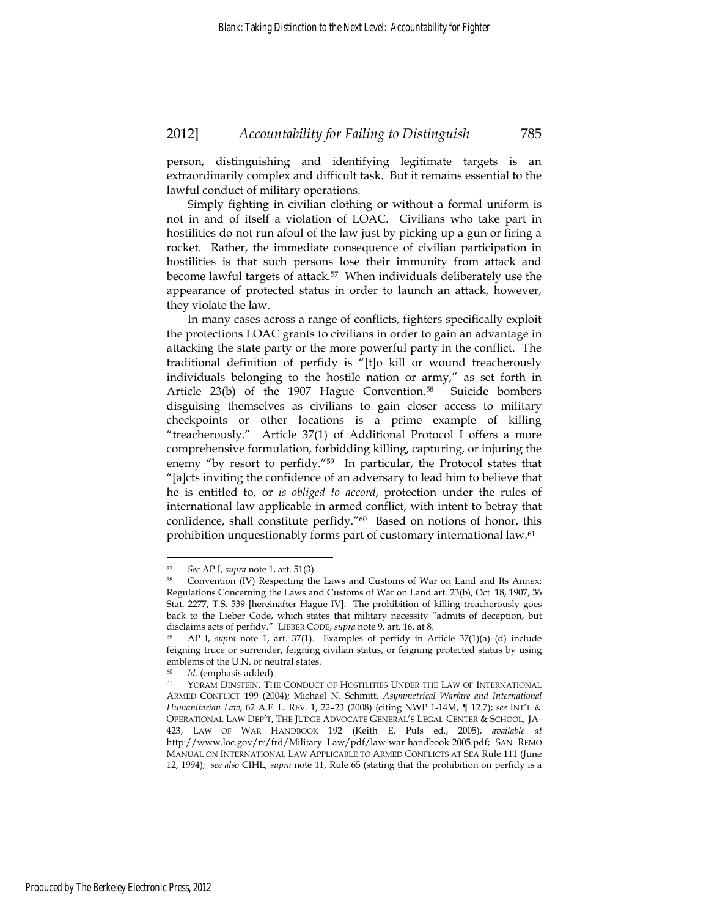person, distinguishing and identifying legitimate targets is an extraordinarily complex and difficult task. But it remains essential to the lawful conduct of military operations.

Simply fighting in civilian clothing or without a formal uniform is not in and of itself a violation of LOAC. Civilians who take part in hostilities do not run afoul of the law just by picking up a gun or firing a rocket. Rather, the immediate consequence of civilian participation in hostilities is that such persons lose their immunity from attack and become lawful targets of attack.[57] When individuals deliberately use the appearance of protected status in order to launch an attack, however, they violate the law.

In many cases across a range of conflicts, fighters specifically exploit the protections LOAC grants to civilians in order to gain an advantage in attacking the state party or the more powerful party in the conflict. The traditional definition of perfidy is "[t]o kill or wound treacherously individuals belonging to the hostile nation or army," as set forth in Article 23(b) of the 1907 Hague Convention.[58] Suicide bombers disguising themselves as civilians to gain closer access to military checkpoints or other locations is a prime example of killing "treacherously." Article 37(1) of Additional Protocol I offers a more comprehensive formulation, forbidding killing, capturing, or injuring the enemy "by resort to perfidy."[59] In particular, the Protocol states that "[a]cts inviting the confidence of an adversary to lead him to believe that he is entitled to, or *is obliged to accord*, protection under the rules of international law applicable in armed conflict, with intent to betray that confidence, shall constitute perfidy."[60] Based on notions of honor, this prohibition unquestionably forms part of customary international law.[61]

---

[57] *See* AP I, *supra* note 1, art. 51(3).

[58] Convention (IV) Respecting the Laws and Customs of War on Land and Its Annex: Regulations Concerning the Laws and Customs of War on Land art. 23(b), Oct. 18, 1907, 36 Stat. 2277, T.S. 539 [hereinafter Hague IV]. The prohibition of killing treacherously goes back to the Lieber Code, which states that military necessity "admits of deception, but disclaims acts of perfidy." LIEBER CODE, *supra* note 9, art. 16, at 8.

[59] AP I, *supra* note 1, art. 37(1). Examples of perfidy in Article 37(1)(a)–(d) include feigning truce or surrender, feigning civilian status, or feigning protected status by using emblems of the U.N. or neutral states.

[60] *Id.* (emphasis added).

[61] YORAM DINSTEIN, THE CONDUCT OF HOSTILITIES UNDER THE LAW OF INTERNATIONAL ARMED CONFLICT 199 (2004); Michael N. Schmitt, *Asymmetrical Warfare and International Humanitarian Law*, 62 A.F. L. REV. 1, 22–23 (2008) (citing NWP 1-14M, ¶ 12.7); *see* INT'L & OPERATIONAL LAW DEP'T, THE JUDGE ADVOCATE GENERAL'S LEGAL CENTER & SCHOOL, JA-423, LAW OF WAR HANDBOOK 192 (Keith E. Puls ed., 2005), *available at* http://www.loc.gov/rr/frd/Military_Law/pdf/law-war-handbook-2005.pdf; SAN REMO MANUAL ON INTERNATIONAL LAW APPLICABLE TO ARMED CONFLICTS AT SEA Rule 111 (June 12, 1994); *see also* CIHL, *supra* note 11, Rule 65 (stating that the prohibition on perfidy is a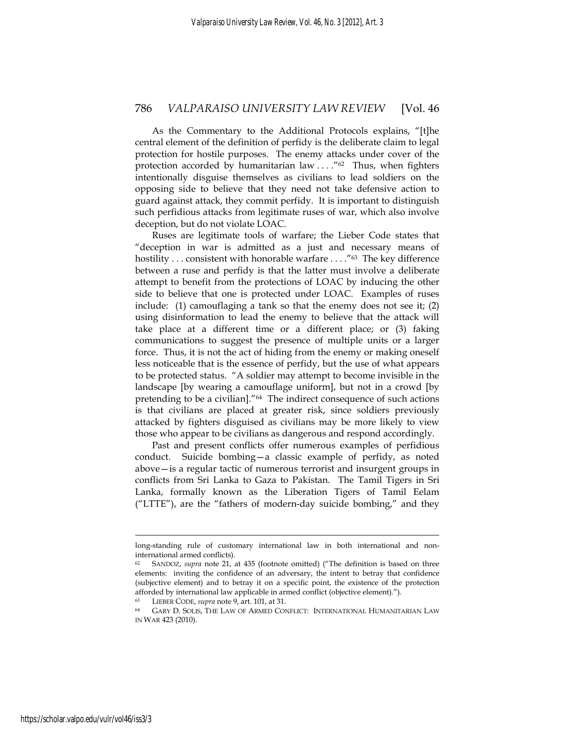As the Commentary to the Additional Protocols explains, "[t]he central element of the definition of perfidy is the deliberate claim to legal protection for hostile purposes. The enemy attacks under cover of the protection accorded by humanitarian law . . . ."[62] Thus, when fighters intentionally disguise themselves as civilians to lead soldiers on the opposing side to believe that they need not take defensive action to guard against attack, they commit perfidy. It is important to distinguish such perfidious attacks from legitimate ruses of war, which also involve deception, but do not violate LOAC.

Ruses are legitimate tools of warfare; the Lieber Code states that "deception in war is admitted as a just and necessary means of hostility . . . consistent with honorable warfare . . . ."[63] The key difference between a ruse and perfidy is that the latter must involve a deliberate attempt to benefit from the protections of LOAC by inducing the other side to believe that one is protected under LOAC. Examples of ruses include: (1) camouflaging a tank so that the enemy does not see it; (2) using disinformation to lead the enemy to believe that the attack will take place at a different time or a different place; or (3) faking communications to suggest the presence of multiple units or a larger force. Thus, it is not the act of hiding from the enemy or making oneself less noticeable that is the essence of perfidy, but the use of what appears to be protected status. "A soldier may attempt to become invisible in the landscape [by wearing a camouflage uniform], but not in a crowd [by pretending to be a civilian]."[64] The indirect consequence of such actions is that civilians are placed at greater risk, since soldiers previously attacked by fighters disguised as civilians may be more likely to view those who appear to be civilians as dangerous and respond accordingly.

Past and present conflicts offer numerous examples of perfidious conduct. Suicide bombing—a classic example of perfidy, as noted above—is a regular tactic of numerous terrorist and insurgent groups in conflicts from Sri Lanka to Gaza to Pakistan. The Tamil Tigers in Sri Lanka, formally known as the Liberation Tigers of Tamil Eelam ("LTTE"), are the "fathers of modern-day suicide bombing," and they

---

long-standing rule of customary international law in both international and non-international armed conflicts).

[62] SANDOZ, *supra* note 21, at 435 (footnote omitted) ("The definition is based on three elements: inviting the confidence of an adversary, the intent to betray that confidence (subjective element) and to betray it on a specific point, the existence of the protection afforded by international law applicable in armed conflict (objective element).").

[63] LIEBER CODE, *supra* note 9, art. 101, at 31.

[64] GARY D. SOLIS, THE LAW OF ARMED CONFLICT: INTERNATIONAL HUMANITARIAN LAW IN WAR 423 (2010).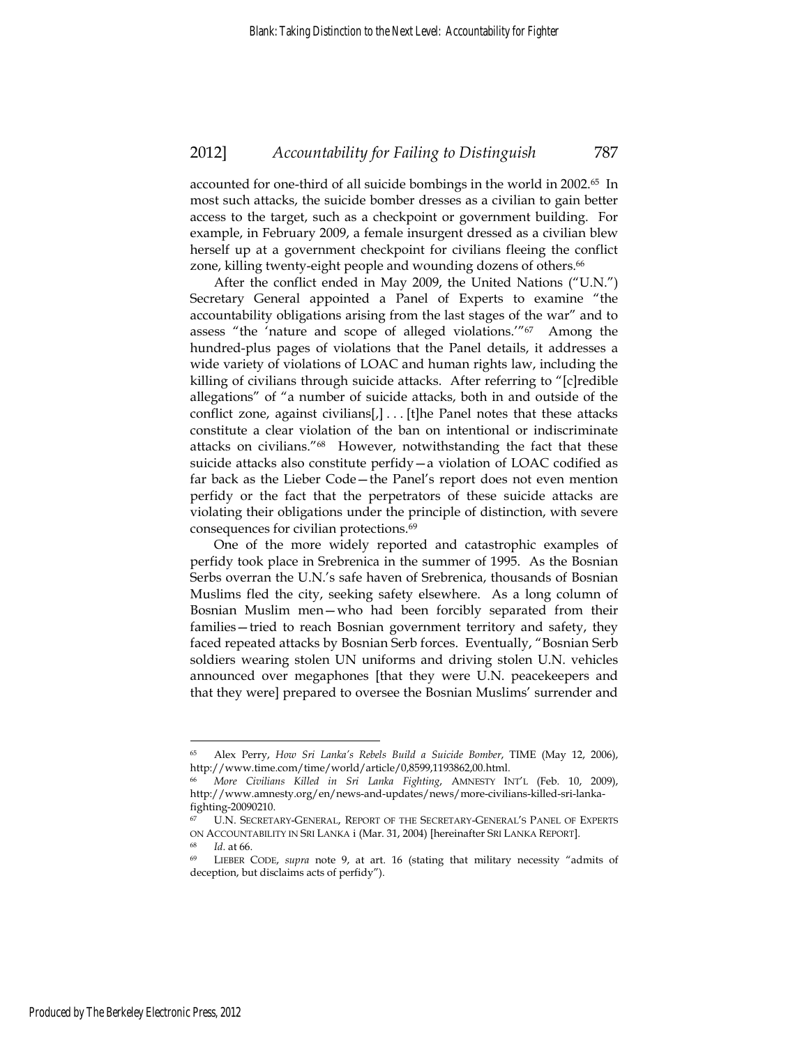accounted for one-third of all suicide bombings in the world in 2002.[65] In most such attacks, the suicide bomber dresses as a civilian to gain better access to the target, such as a checkpoint or government building. For example, in February 2009, a female insurgent dressed as a civilian blew herself up at a government checkpoint for civilians fleeing the conflict zone, killing twenty-eight people and wounding dozens of others.[66]

After the conflict ended in May 2009, the United Nations ("U.N.") Secretary General appointed a Panel of Experts to examine "the accountability obligations arising from the last stages of the war" and to assess "the 'nature and scope of alleged violations.'"[67] Among the hundred-plus pages of violations that the Panel details, it addresses a wide variety of violations of LOAC and human rights law, including the killing of civilians through suicide attacks. After referring to "[c]redible allegations" of "a number of suicide attacks, both in and outside of the conflict zone, against civilians[,] . . . [t]he Panel notes that these attacks constitute a clear violation of the ban on intentional or indiscriminate attacks on civilians."[68] However, notwithstanding the fact that these suicide attacks also constitute perfidy—a violation of LOAC codified as far back as the Lieber Code—the Panel's report does not even mention perfidy or the fact that the perpetrators of these suicide attacks are violating their obligations under the principle of distinction, with severe consequences for civilian protections.[69]

One of the more widely reported and catastrophic examples of perfidy took place in Srebrenica in the summer of 1995. As the Bosnian Serbs overran the U.N.'s safe haven of Srebrenica, thousands of Bosnian Muslims fled the city, seeking safety elsewhere. As a long column of Bosnian Muslim men—who had been forcibly separated from their families—tried to reach Bosnian government territory and safety, they faced repeated attacks by Bosnian Serb forces. Eventually, "Bosnian Serb soldiers wearing stolen UN uniforms and driving stolen U.N. vehicles announced over megaphones [that they were U.N. peacekeepers and that they were] prepared to oversee the Bosnian Muslims' surrender and

---

[65] Alex Perry, *How Sri Lanka's Rebels Build a Suicide Bomber*, TIME (May 12, 2006), http://www.time.com/time/world/article/0,8599,1193862,00.html.

[66] *More Civilians Killed in Sri Lanka Fighting*, AMNESTY INT'L (Feb. 10, 2009), http://www.amnesty.org/en/news-and-updates/news/more-civilians-killed-sri-lanka-fighting-20090210.

[67] U.N. SECRETARY-GENERAL, REPORT OF THE SECRETARY-GENERAL'S PANEL OF EXPERTS ON ACCOUNTABILITY IN SRI LANKA i (Mar. 31, 2004) [hereinafter SRI LANKA REPORT].

[68] *Id.* at 66.

[69] LIEBER CODE, *supra* note 9, at art. 16 (stating that military necessity "admits of deception, but disclaims acts of perfidy").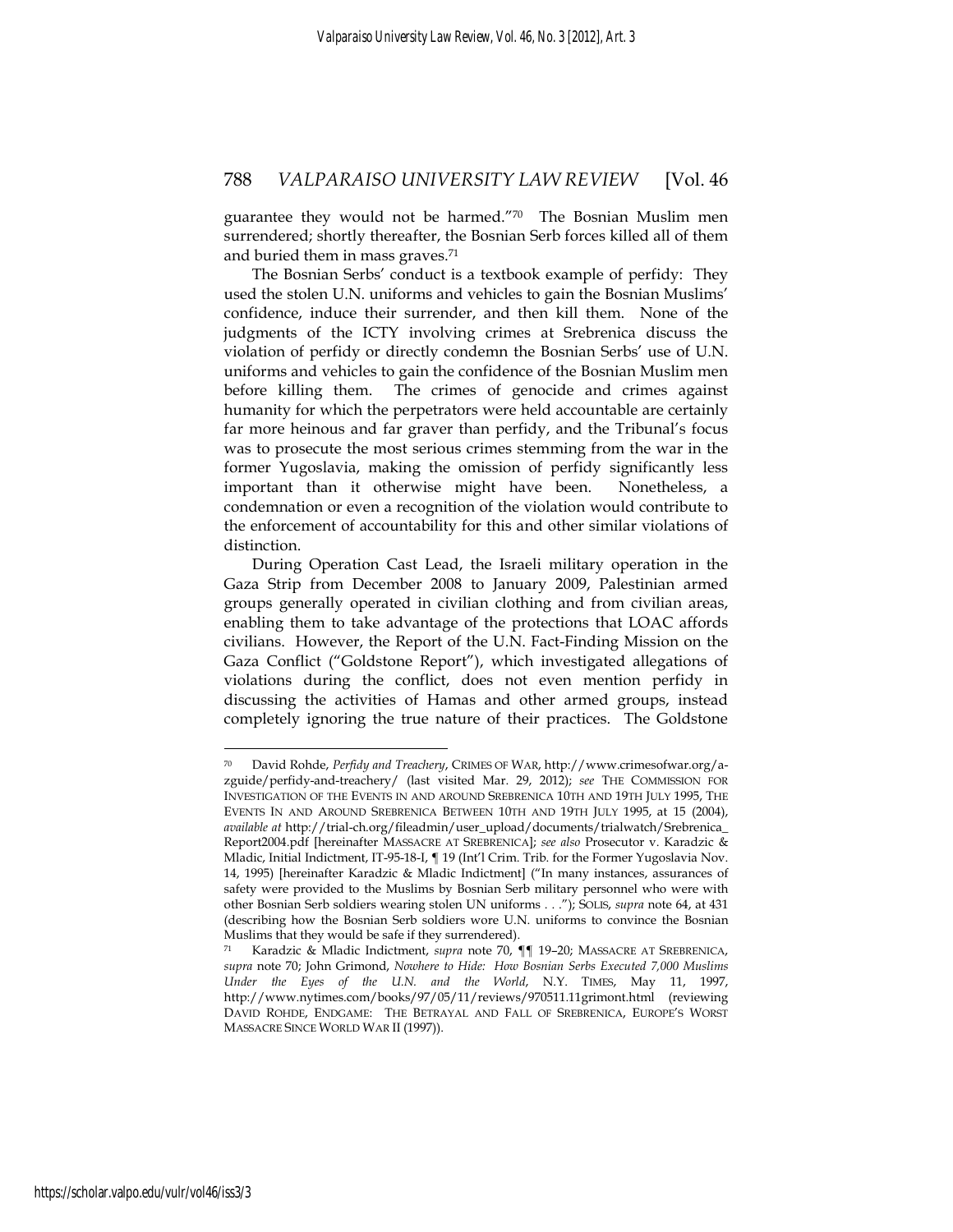guarantee they would not be harmed."[70] The Bosnian Muslim men surrendered; shortly thereafter, the Bosnian Serb forces killed all of them and buried them in mass graves.[71]

The Bosnian Serbs' conduct is a textbook example of perfidy: They used the stolen U.N. uniforms and vehicles to gain the Bosnian Muslims' confidence, induce their surrender, and then kill them. None of the judgments of the ICTY involving crimes at Srebrenica discuss the violation of perfidy or directly condemn the Bosnian Serbs' use of U.N. uniforms and vehicles to gain the confidence of the Bosnian Muslim men before killing them. The crimes of genocide and crimes against humanity for which the perpetrators were held accountable are certainly far more heinous and far graver than perfidy, and the Tribunal's focus was to prosecute the most serious crimes stemming from the war in the former Yugoslavia, making the omission of perfidy significantly less important than it otherwise might have been. Nonetheless, a condemnation or even a recognition of the violation would contribute to the enforcement of accountability for this and other similar violations of distinction.

During Operation Cast Lead, the Israeli military operation in the Gaza Strip from December 2008 to January 2009, Palestinian armed groups generally operated in civilian clothing and from civilian areas, enabling them to take advantage of the protections that LOAC affords civilians. However, the Report of the U.N. Fact-Finding Mission on the Gaza Conflict ("Goldstone Report"), which investigated allegations of violations during the conflict, does not even mention perfidy in discussing the activities of Hamas and other armed groups, instead completely ignoring the true nature of their practices. The Goldstone

---

[70] David Rohde, *Perfidy and Treachery*, CRIMES OF WAR, http://www.crimesofwar.org/a-zguide/perfidy-and-treachery/ (last visited Mar. 29, 2012); *see* THE COMMISSION FOR INVESTIGATION OF THE EVENTS IN AND AROUND SREBRENICA 10TH AND 19TH JULY 1995, THE EVENTS IN AND AROUND SREBRENICA BETWEEN 10TH AND 19TH JULY 1995, at 15 (2004), *available at* http://trial-ch.org/fileadmin/user_upload/documents/trialwatch/Srebrenica_Report2004.pdf [hereinafter MASSACRE AT SREBRENICA]; *see also* Prosecutor v. Karadzic & Mladic, Initial Indictment, IT-95-18-I, ¶ 19 (Int'l Crim. Trib. for the Former Yugoslavia Nov. 14, 1995) [hereinafter Karadzic & Mladic Indictment] ("In many instances, assurances of safety were provided to the Muslims by Bosnian Serb military personnel who were with other Bosnian Serb soldiers wearing stolen UN uniforms . . ."); SOLIS, *supra* note 64, at 431 (describing how the Bosnian Serb soldiers wore U.N. uniforms to convince the Bosnian Muslims that they would be safe if they surrendered).

[71] Karadzic & Mladic Indictment, *supra* note 70, ¶¶ 19–20; MASSACRE AT SREBRENICA, *supra* note 70; John Grimond, *Nowhere to Hide: How Bosnian Serbs Executed 7,000 Muslims Under the Eyes of the U.N. and the World*, N.Y. TIMES, May 11, 1997, http://www.nytimes.com/books/97/05/11/reviews/970511.11grimont.html (reviewing DAVID ROHDE, ENDGAME: THE BETRAYAL AND FALL OF SREBRENICA, EUROPE'S WORST MASSACRE SINCE WORLD WAR II (1997)).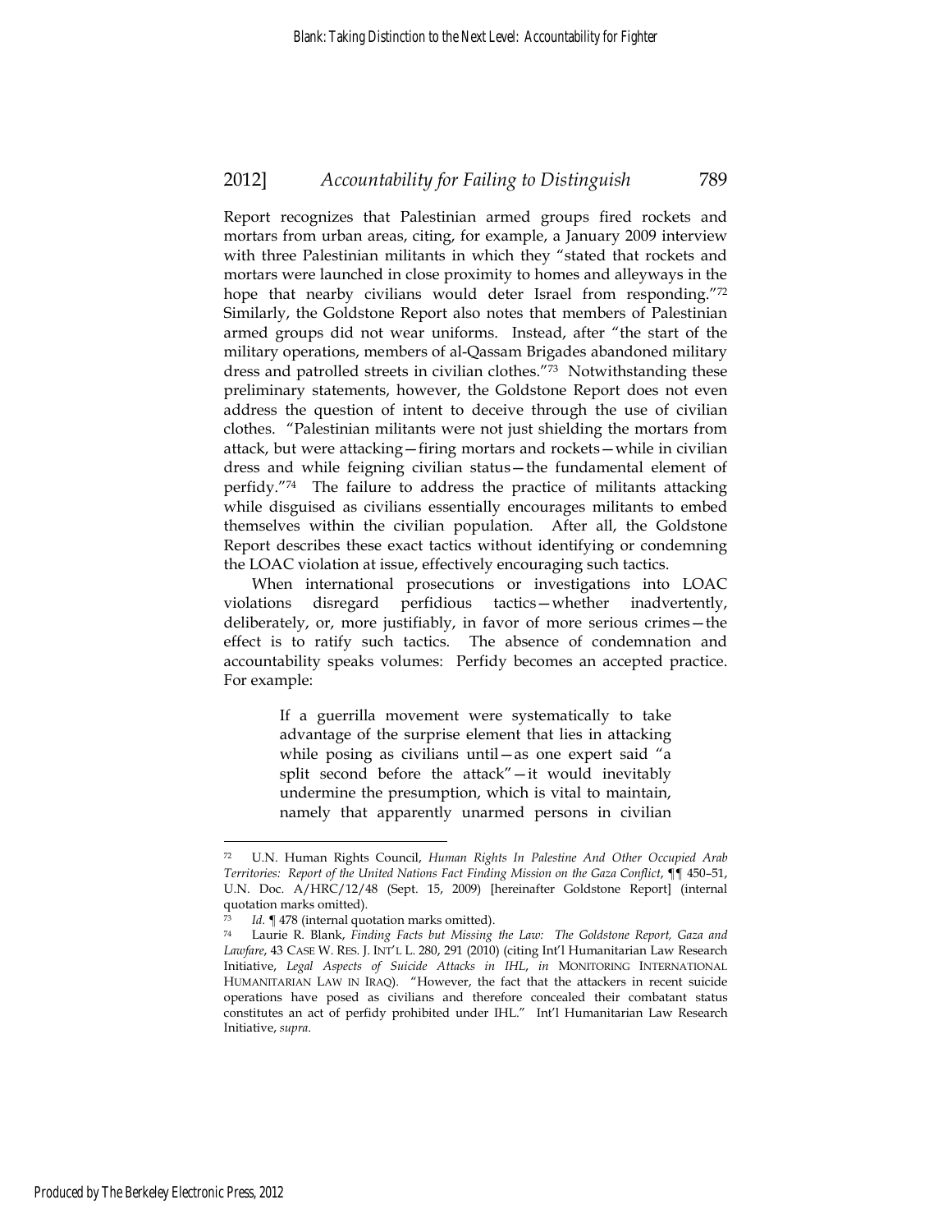Report recognizes that Palestinian armed groups fired rockets and mortars from urban areas, citing, for example, a January 2009 interview with three Palestinian militants in which they "stated that rockets and mortars were launched in close proximity to homes and alleyways in the hope that nearby civilians would deter Israel from responding."[72] Similarly, the Goldstone Report also notes that members of Palestinian armed groups did not wear uniforms. Instead, after "the start of the military operations, members of al-Qassam Brigades abandoned military dress and patrolled streets in civilian clothes."[73] Notwithstanding these preliminary statements, however, the Goldstone Report does not even address the question of intent to deceive through the use of civilian clothes. "Palestinian militants were not just shielding the mortars from attack, but were attacking—firing mortars and rockets—while in civilian dress and while feigning civilian status—the fundamental element of perfidy."[74] The failure to address the practice of militants attacking while disguised as civilians essentially encourages militants to embed themselves within the civilian population. After all, the Goldstone Report describes these exact tactics without identifying or condemning the LOAC violation at issue, effectively encouraging such tactics.

When international prosecutions or investigations into LOAC violations disregard perfidious tactics—whether inadvertently, deliberately, or, more justifiably, in favor of more serious crimes—the effect is to ratify such tactics. The absence of condemnation and accountability speaks volumes: Perfidy becomes an accepted practice. For example:

> If a guerrilla movement were systematically to take advantage of the surprise element that lies in attacking while posing as civilians until—as one expert said "a split second before the attack"—it would inevitably undermine the presumption, which is vital to maintain, namely that apparently unarmed persons in civilian

---

[72] U.N. Human Rights Council, *Human Rights In Palestine And Other Occupied Arab Territories: Report of the United Nations Fact Finding Mission on the Gaza Conflict*, ¶¶ 450–51, U.N. Doc. A/HRC/12/48 (Sept. 15, 2009) [hereinafter Goldstone Report] (internal quotation marks omitted).

[73] *Id.* ¶ 478 (internal quotation marks omitted).

[74] Laurie R. Blank, *Finding Facts but Missing the Law: The Goldstone Report, Gaza and Lawfare*, 43 CASE W. RES. J. INT'L L. 280, 291 (2010) (citing Int'l Humanitarian Law Research Initiative, *Legal Aspects of Suicide Attacks in IHL*, *in* MONITORING INTERNATIONAL HUMANITARIAN LAW IN IRAQ). "However, the fact that the attackers in recent suicide operations have posed as civilians and therefore concealed their combatant status constitutes an act of perfidy prohibited under IHL." Int'l Humanitarian Law Research Initiative, *supra.*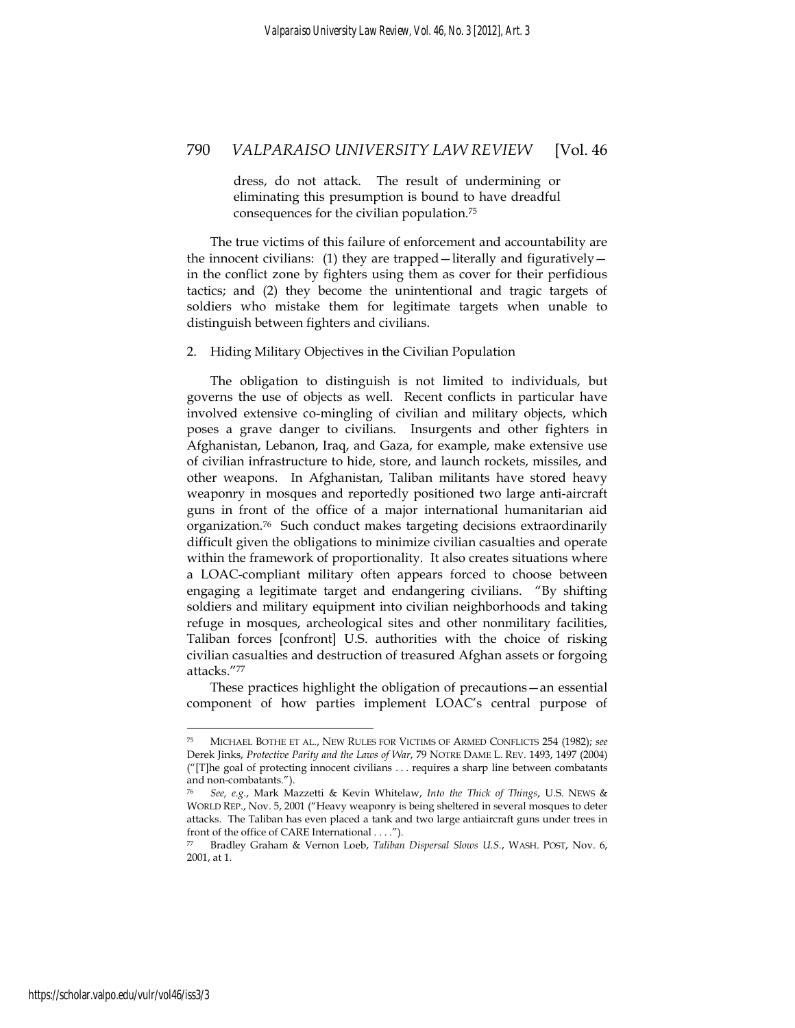> dress, do not attack. The result of undermining or eliminating this presumption is bound to have dreadful consequences for the civilian population.[75]

The true victims of this failure of enforcement and accountability are the innocent civilians: (1) they are trapped—literally and figuratively—in the conflict zone by fighters using them as cover for their perfidious tactics; and (2) they become the unintentional and tragic targets of soldiers who mistake them for legitimate targets when unable to distinguish between fighters and civilians.

2. Hiding Military Objectives in the Civilian Population

The obligation to distinguish is not limited to individuals, but governs the use of objects as well. Recent conflicts in particular have involved extensive co-mingling of civilian and military objects, which poses a grave danger to civilians. Insurgents and other fighters in Afghanistan, Lebanon, Iraq, and Gaza, for example, make extensive use of civilian infrastructure to hide, store, and launch rockets, missiles, and other weapons. In Afghanistan, Taliban militants have stored heavy weaponry in mosques and reportedly positioned two large anti-aircraft guns in front of the office of a major international humanitarian aid organization.[76] Such conduct makes targeting decisions extraordinarily difficult given the obligations to minimize civilian casualties and operate within the framework of proportionality. It also creates situations where a LOAC-compliant military often appears forced to choose between engaging a legitimate target and endangering civilians. "By shifting soldiers and military equipment into civilian neighborhoods and taking refuge in mosques, archeological sites and other nonmilitary facilities, Taliban forces [confront] U.S. authorities with the choice of risking civilian casualties and destruction of treasured Afghan assets or forgoing attacks."[77]

These practices highlight the obligation of precautions—an essential component of how parties implement LOAC's central purpose of

---

[75] MICHAEL BOTHE ET AL., NEW RULES FOR VICTIMS OF ARMED CONFLICTS 254 (1982); *see* Derek Jinks, *Protective Parity and the Laws of War*, 79 NOTRE DAME L. REV. 1493, 1497 (2004) ("[T]he goal of protecting innocent civilians . . . requires a sharp line between combatants and non-combatants.").

[76] *See, e.g.*, Mark Mazzetti & Kevin Whitelaw, *Into the Thick of Things*, U.S. NEWS & WORLD REP., Nov. 5, 2001 ("Heavy weaponry is being sheltered in several mosques to deter attacks. The Taliban has even placed a tank and two large antiaircraft guns under trees in front of the office of CARE International . . . .").

[77] Bradley Graham & Vernon Loeb, *Taliban Dispersal Slows U.S.*, WASH. POST, Nov. 6, 2001, at 1.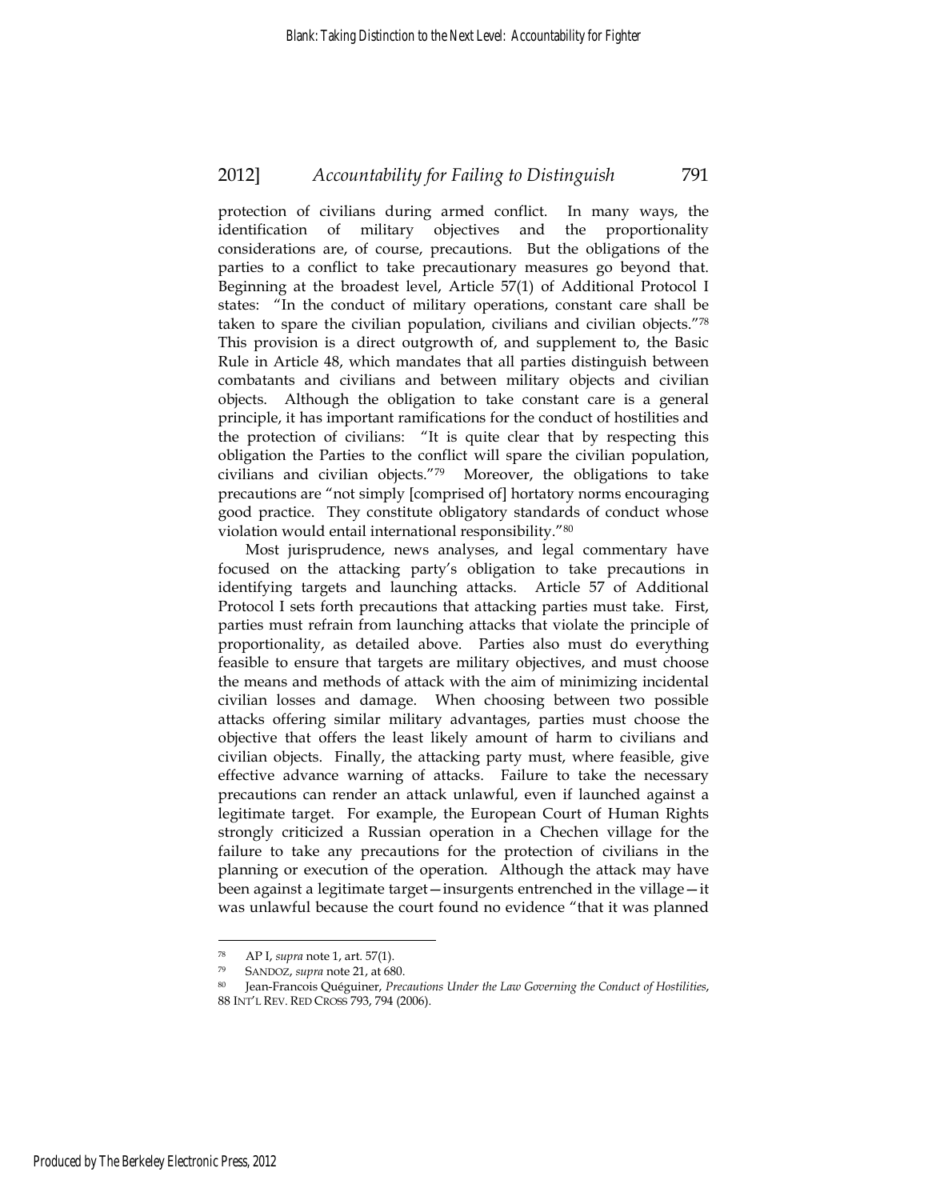protection of civilians during armed conflict. In many ways, the identification of military objectives and the proportionality considerations are, of course, precautions. But the obligations of the parties to a conflict to take precautionary measures go beyond that. Beginning at the broadest level, Article 57(1) of Additional Protocol I states: "In the conduct of military operations, constant care shall be taken to spare the civilian population, civilians and civilian objects."[78] This provision is a direct outgrowth of, and supplement to, the Basic Rule in Article 48, which mandates that all parties distinguish between combatants and civilians and between military objects and civilian objects. Although the obligation to take constant care is a general principle, it has important ramifications for the conduct of hostilities and the protection of civilians: "It is quite clear that by respecting this obligation the Parties to the conflict will spare the civilian population, civilians and civilian objects."[79] Moreover, the obligations to take precautions are "not simply [comprised of] hortatory norms encouraging good practice. They constitute obligatory standards of conduct whose violation would entail international responsibility."[80]

Most jurisprudence, news analyses, and legal commentary have focused on the attacking party's obligation to take precautions in identifying targets and launching attacks. Article 57 of Additional Protocol I sets forth precautions that attacking parties must take. First, parties must refrain from launching attacks that violate the principle of proportionality, as detailed above. Parties also must do everything feasible to ensure that targets are military objectives, and must choose the means and methods of attack with the aim of minimizing incidental civilian losses and damage. When choosing between two possible attacks offering similar military advantages, parties must choose the objective that offers the least likely amount of harm to civilians and civilian objects. Finally, the attacking party must, where feasible, give effective advance warning of attacks. Failure to take the necessary precautions can render an attack unlawful, even if launched against a legitimate target. For example, the European Court of Human Rights strongly criticized a Russian operation in a Chechen village for the failure to take any precautions for the protection of civilians in the planning or execution of the operation. Although the attack may have been against a legitimate target—insurgents entrenched in the village—it was unlawful because the court found no evidence "that it was planned

---

[78] AP I, *supra* note 1, art. 57(1).

[79] SANDOZ, *supra* note 21, at 680.

[80] Jean-Francois Quéguiner, *Precautions Under the Law Governing the Conduct of Hostilities*, 88 INT'L REV. RED CROSS 793, 794 (2006).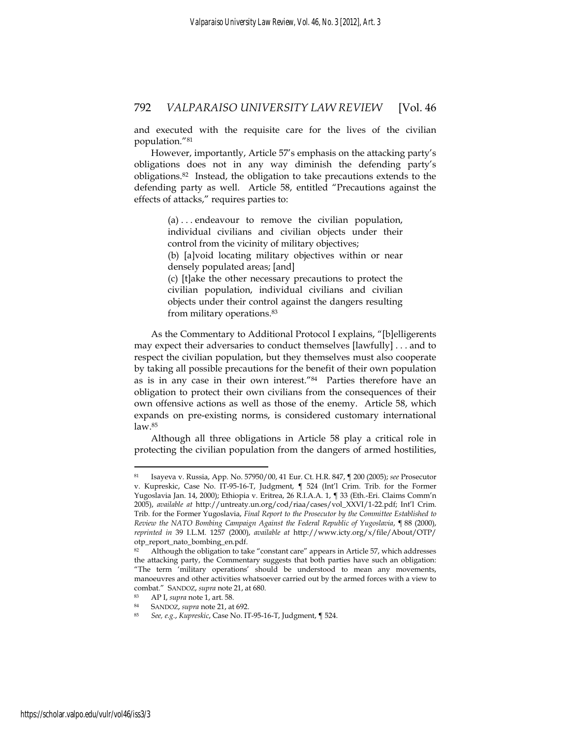and executed with the requisite care for the lives of the civilian population."[81]

However, importantly, Article 57's emphasis on the attacking party's obligations does not in any way diminish the defending party's obligations.[82] Instead, the obligation to take precautions extends to the defending party as well. Article 58, entitled "Precautions against the effects of attacks," requires parties to:

> (a) . . . endeavour to remove the civilian population, individual civilians and civilian objects under their control from the vicinity of military objectives;
>
> (b) [a]void locating military objectives within or near densely populated areas; [and]
>
> (c) [t]ake the other necessary precautions to protect the civilian population, individual civilians and civilian objects under their control against the dangers resulting from military operations.[83]

As the Commentary to Additional Protocol I explains, "[b]elligerents may expect their adversaries to conduct themselves [lawfully] . . . and to respect the civilian population, but they themselves must also cooperate by taking all possible precautions for the benefit of their own population as is in any case in their own interest."[84] Parties therefore have an obligation to protect their own civilians from the consequences of their own offensive actions as well as those of the enemy. Article 58, which expands on pre-existing norms, is considered customary international law.[85]

Although all three obligations in Article 58 play a critical role in protecting the civilian population from the dangers of armed hostilities,

---

[81] Isayeva v. Russia, App. No. 57950/00, 41 Eur. Ct. H.R. 847, ¶ 200 (2005); *see* Prosecutor v. Kupreskic, Case No. IT-95-16-T, Judgment, ¶ 524 (Int'l Crim. Trib. for the Former Yugoslavia Jan. 14, 2000); Ethiopia v. Eritrea, 26 R.I.A.A. 1, ¶ 33 (Eth.-Eri. Claims Comm'n 2005), *available at* http://untreaty.un.org/cod/riaa/cases/vol_XXVI/1-22.pdf; Int'l Crim. Trib. for the Former Yugoslavia, *Final Report to the Prosecutor by the Committee Established to Review the NATO Bombing Campaign Against the Federal Republic of Yugoslavia*, ¶ 88 (2000), *reprinted in* 39 I.L.M. 1257 (2000), *available at* http://www.icty.org/x/file/About/OTP/otp_report_nato_bombing_en.pdf.

[82] Although the obligation to take "constant care" appears in Article 57, which addresses the attacking party, the Commentary suggests that both parties have such an obligation: "The term 'military operations' should be understood to mean any movements, manoeuvres and other activities whatsoever carried out by the armed forces with a view to combat." SANDOZ, *supra* note 21, at 680.

[83] AP I, *supra* note 1, art. 58.

[84] SANDOZ, *supra* note 21, at 692.

[85] *See, e.g.*, *Kupreskic*, Case No. IT-95-16-T, Judgment, ¶ 524.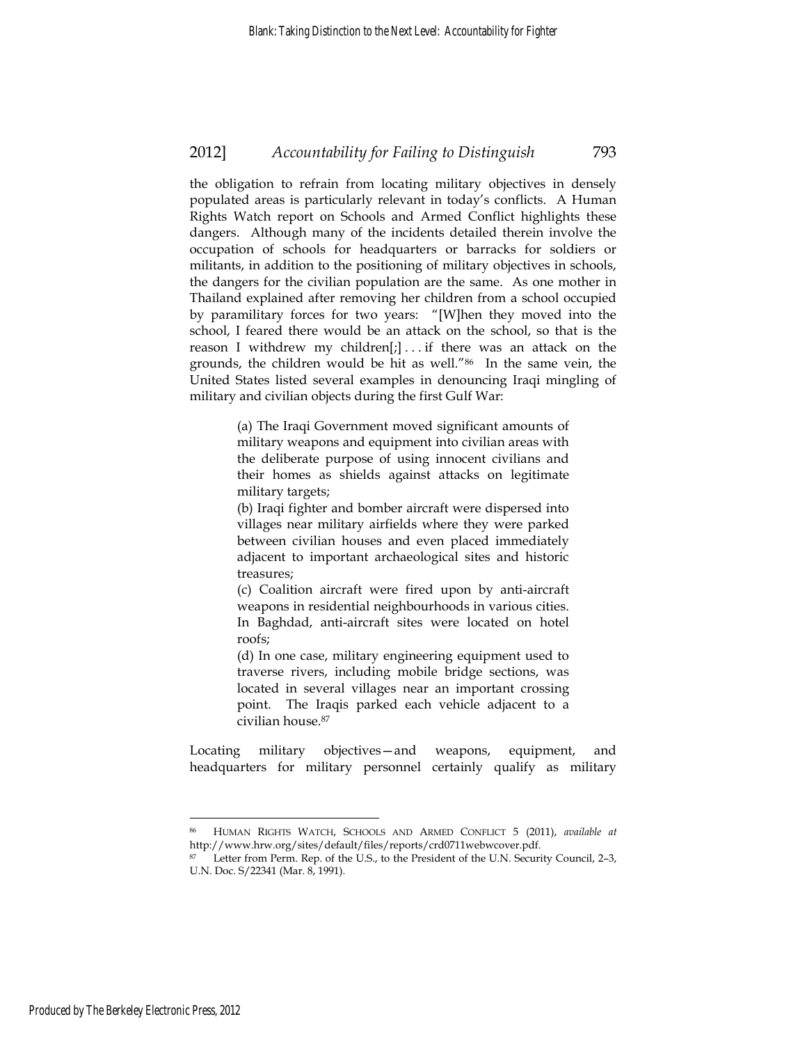the obligation to refrain from locating military objectives in densely populated areas is particularly relevant in today's conflicts. A Human Rights Watch report on Schools and Armed Conflict highlights these dangers. Although many of the incidents detailed therein involve the occupation of schools for headquarters or barracks for soldiers or militants, in addition to the positioning of military objectives in schools, the dangers for the civilian population are the same. As one mother in Thailand explained after removing her children from a school occupied by paramilitary forces for two years: "[W]hen they moved into the school, I feared there would be an attack on the school, so that is the reason I withdrew my children[;] . . . if there was an attack on the grounds, the children would be hit as well."[86] In the same vein, the United States listed several examples in denouncing Iraqi mingling of military and civilian objects during the first Gulf War:

> (a) The Iraqi Government moved significant amounts of military weapons and equipment into civilian areas with the deliberate purpose of using innocent civilians and their homes as shields against attacks on legitimate military targets;
> (b) Iraqi fighter and bomber aircraft were dispersed into villages near military airfields where they were parked between civilian houses and even placed immediately adjacent to important archaeological sites and historic treasures;
> (c) Coalition aircraft were fired upon by anti-aircraft weapons in residential neighbourhoods in various cities. In Baghdad, anti-aircraft sites were located on hotel roofs;
> (d) In one case, military engineering equipment used to traverse rivers, including mobile bridge sections, was located in several villages near an important crossing point. The Iraqis parked each vehicle adjacent to a civilian house.[87]

Locating military objectives—and weapons, equipment, and headquarters for military personnel certainly qualify as military

---

[86] HUMAN RIGHTS WATCH, SCHOOLS AND ARMED CONFLICT 5 (2011), *available at* http://www.hrw.org/sites/default/files/reports/crd0711webwcover.pdf.

[87] Letter from Perm. Rep. of the U.S., to the President of the U.N. Security Council, 2–3, U.N. Doc. S/22341 (Mar. 8, 1991).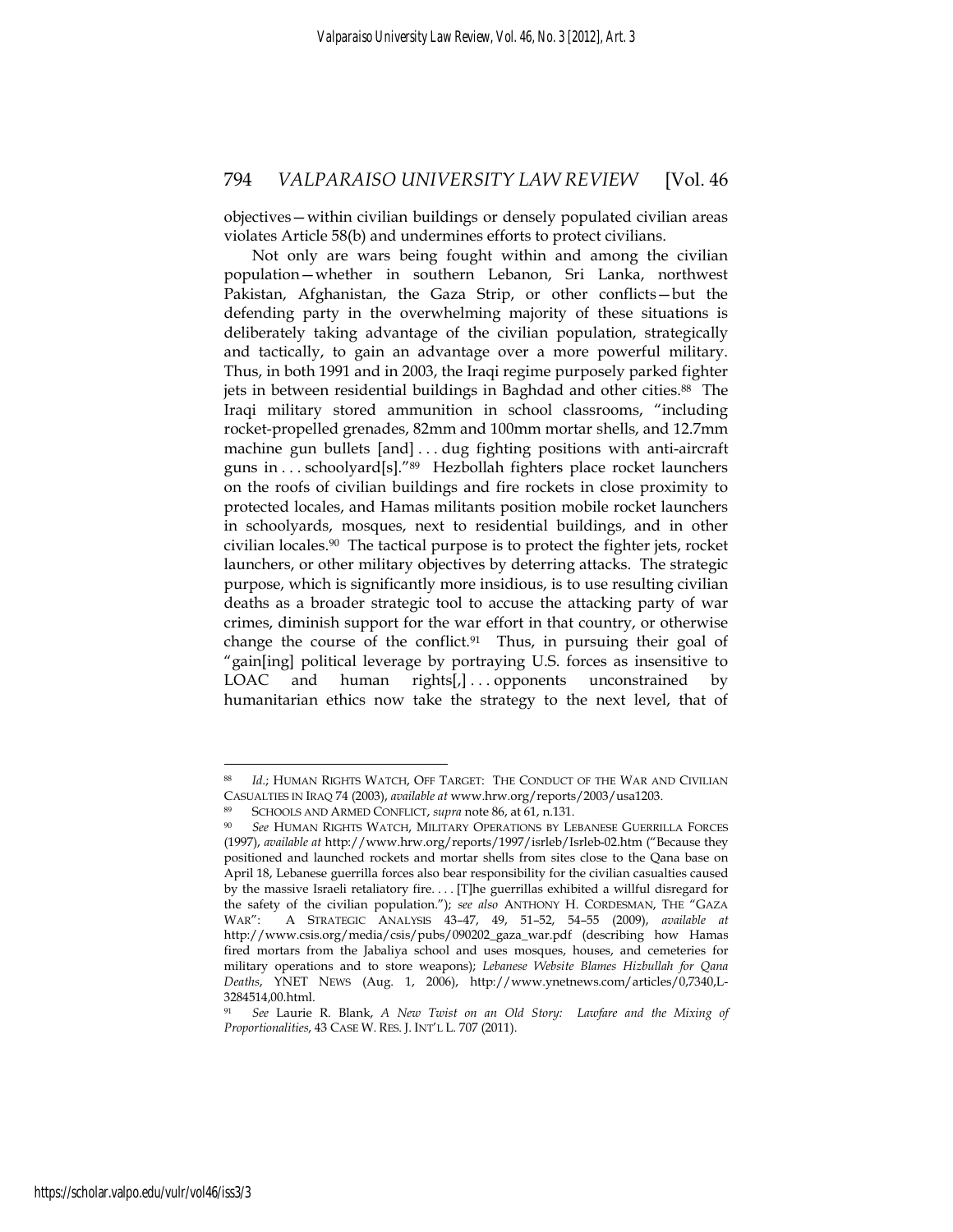objectives—within civilian buildings or densely populated civilian areas violates Article 58(b) and undermines efforts to protect civilians.

Not only are wars being fought within and among the civilian population—whether in southern Lebanon, Sri Lanka, northwest Pakistan, Afghanistan, the Gaza Strip, or other conflicts—but the defending party in the overwhelming majority of these situations is deliberately taking advantage of the civilian population, strategically and tactically, to gain an advantage over a more powerful military. Thus, in both 1991 and in 2003, the Iraqi regime purposely parked fighter jets in between residential buildings in Baghdad and other cities.[88] The Iraqi military stored ammunition in school classrooms, "including rocket-propelled grenades, 82mm and 100mm mortar shells, and 12.7mm machine gun bullets [and] . . . dug fighting positions with anti-aircraft guns in . . . schoolyard[s]."[89] Hezbollah fighters place rocket launchers on the roofs of civilian buildings and fire rockets in close proximity to protected locales, and Hamas militants position mobile rocket launchers in schoolyards, mosques, next to residential buildings, and in other civilian locales.[90] The tactical purpose is to protect the fighter jets, rocket launchers, or other military objectives by deterring attacks. The strategic purpose, which is significantly more insidious, is to use resulting civilian deaths as a broader strategic tool to accuse the attacking party of war crimes, diminish support for the war effort in that country, or otherwise change the course of the conflict.[91] Thus, in pursuing their goal of "gain[ing] political leverage by portraying U.S. forces as insensitive to LOAC and human rights[,] . . . opponents unconstrained by humanitarian ethics now take the strategy to the next level, that of

---

[88] *Id.*; HUMAN RIGHTS WATCH, OFF TARGET: THE CONDUCT OF THE WAR AND CIVILIAN CASUALTIES IN IRAQ 74 (2003), *available at* www.hrw.org/reports/2003/usa1203.

[89] SCHOOLS AND ARMED CONFLICT, *supra* note 86, at 61, n.131.

[90] *See* HUMAN RIGHTS WATCH, MILITARY OPERATIONS BY LEBANESE GUERRILLA FORCES (1997), *available at* http://www.hrw.org/reports/1997/isrleb/Isrleb-02.htm ("Because they positioned and launched rockets and mortar shells from sites close to the Qana base on April 18, Lebanese guerrilla forces also bear responsibility for the civilian casualties caused by the massive Israeli retaliatory fire. . . . [T]he guerrillas exhibited a willful disregard for the safety of the civilian population."); *see also* ANTHONY H. CORDESMAN, THE "GAZA WAR": A STRATEGIC ANALYSIS 43–47, 49, 51–52, 54–55 (2009), *available at* http://www.csis.org/media/csis/pubs/090202_gaza_war.pdf (describing how Hamas fired mortars from the Jabaliya school and uses mosques, houses, and cemeteries for military operations and to store weapons); *Lebanese Website Blames Hizbullah for Qana Deaths*, YNET NEWS (Aug. 1, 2006), http://www.ynetnews.com/articles/0,7340,L-3284514,00.html.

[91] *See* Laurie R. Blank, *A New Twist on an Old Story: Lawfare and the Mixing of Proportionalities*, 43 CASE W. RES. J. INT'L L. 707 (2011).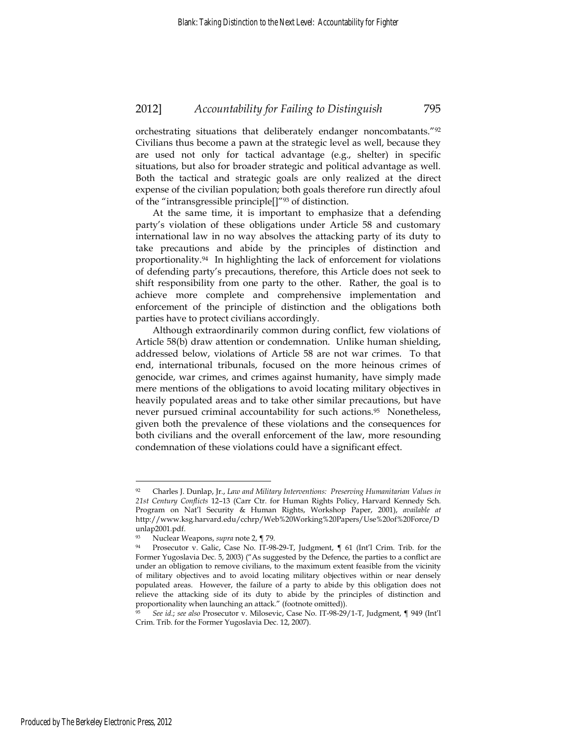orchestrating situations that deliberately endanger noncombatants."[92] Civilians thus become a pawn at the strategic level as well, because they are used not only for tactical advantage (e.g., shelter) in specific situations, but also for broader strategic and political advantage as well. Both the tactical and strategic goals are only realized at the direct expense of the civilian population; both goals therefore run directly afoul of the "intransgressible principle[]"[93] of distinction.

At the same time, it is important to emphasize that a defending party's violation of these obligations under Article 58 and customary international law in no way absolves the attacking party of its duty to take precautions and abide by the principles of distinction and proportionality.[94] In highlighting the lack of enforcement for violations of defending party's precautions, therefore, this Article does not seek to shift responsibility from one party to the other. Rather, the goal is to achieve more complete and comprehensive implementation and enforcement of the principle of distinction and the obligations both parties have to protect civilians accordingly.

Although extraordinarily common during conflict, few violations of Article 58(b) draw attention or condemnation. Unlike human shielding, addressed below, violations of Article 58 are not war crimes. To that end, international tribunals, focused on the more heinous crimes of genocide, war crimes, and crimes against humanity, have simply made mere mentions of the obligations to avoid locating military objectives in heavily populated areas and to take other similar precautions, but have never pursued criminal accountability for such actions.[95] Nonetheless, given both the prevalence of these violations and the consequences for both civilians and the overall enforcement of the law, more resounding condemnation of these violations could have a significant effect.

---

[92] Charles J. Dunlap, Jr., *Law and Military Interventions: Preserving Humanitarian Values in 21st Century Conflicts* 12–13 (Carr Ctr. for Human Rights Policy, Harvard Kennedy Sch. Program on Nat'l Security & Human Rights, Workshop Paper, 2001), *available at* http://www.ksg.harvard.edu/cchrp/Web%20Working%20Papers/Use%20of%20Force/Dunlap2001.pdf.

[93] Nuclear Weapons, *supra* note 2, ¶ 79.

[94] Prosecutor v. Galic, Case No. IT-98-29-T, Judgment, ¶ 61 (Int'l Crim. Trib. for the Former Yugoslavia Dec. 5, 2003) ("As suggested by the Defence, the parties to a conflict are under an obligation to remove civilians, to the maximum extent feasible from the vicinity of military objectives and to avoid locating military objectives within or near densely populated areas. However, the failure of a party to abide by this obligation does not relieve the attacking side of its duty to abide by the principles of distinction and proportionality when launching an attack." (footnote omitted)).

[95] *See id.*; *see also* Prosecutor v. Milosevic, Case No. IT-98-29/1-T, Judgment, ¶ 949 (Int'l Crim. Trib. for the Former Yugoslavia Dec. 12, 2007).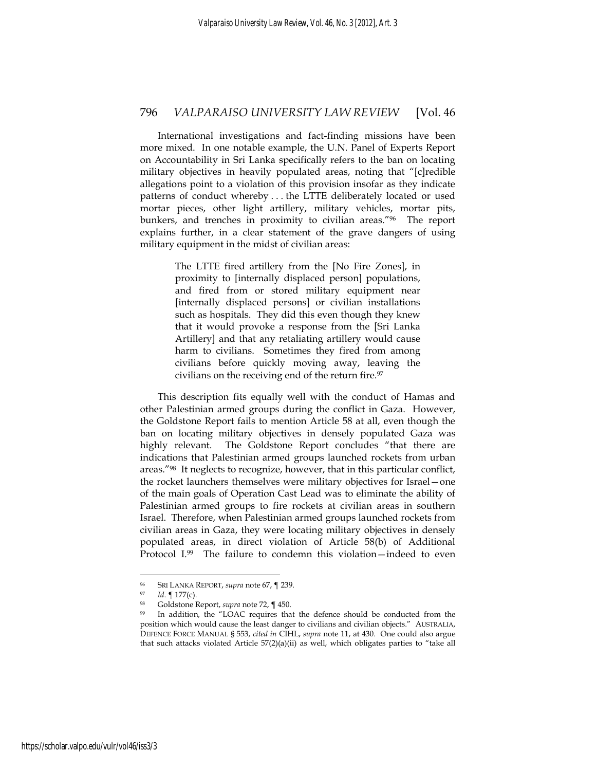International investigations and fact-finding missions have been more mixed. In one notable example, the U.N. Panel of Experts Report on Accountability in Sri Lanka specifically refers to the ban on locating military objectives in heavily populated areas, noting that "[c]redible allegations point to a violation of this provision insofar as they indicate patterns of conduct whereby . . . the LTTE deliberately located or used mortar pieces, other light artillery, military vehicles, mortar pits, bunkers, and trenches in proximity to civilian areas."[96] The report explains further, in a clear statement of the grave dangers of using military equipment in the midst of civilian areas:

> The LTTE fired artillery from the [No Fire Zones], in proximity to [internally displaced person] populations, and fired from or stored military equipment near [internally displaced persons] or civilian installations such as hospitals. They did this even though they knew that it would provoke a response from the [Sri Lanka Artillery] and that any retaliating artillery would cause harm to civilians. Sometimes they fired from among civilians before quickly moving away, leaving the civilians on the receiving end of the return fire.[97]

This description fits equally well with the conduct of Hamas and other Palestinian armed groups during the conflict in Gaza. However, the Goldstone Report fails to mention Article 58 at all, even though the ban on locating military objectives in densely populated Gaza was highly relevant. The Goldstone Report concludes "that there are indications that Palestinian armed groups launched rockets from urban areas."[98] It neglects to recognize, however, that in this particular conflict, the rocket launchers themselves were military objectives for Israel—one of the main goals of Operation Cast Lead was to eliminate the ability of Palestinian armed groups to fire rockets at civilian areas in southern Israel. Therefore, when Palestinian armed groups launched rockets from civilian areas in Gaza, they were locating military objectives in densely populated areas, in direct violation of Article 58(b) of Additional Protocol I.[99] The failure to condemn this violation—indeed to even

---

[96] SRI LANKA REPORT, *supra* note 67, ¶ 239.

[97] *Id.* ¶ 177(c).

[98] Goldstone Report, *supra* note 72, ¶ 450.

[99] In addition, the "LOAC requires that the defence should be conducted from the position which would cause the least danger to civilians and civilian objects." AUSTRALIA, DEFENCE FORCE MANUAL § 553, *cited in* CIHL, *supra* note 11, at 430. One could also argue that such attacks violated Article 57(2)(a)(ii) as well, which obligates parties to "take all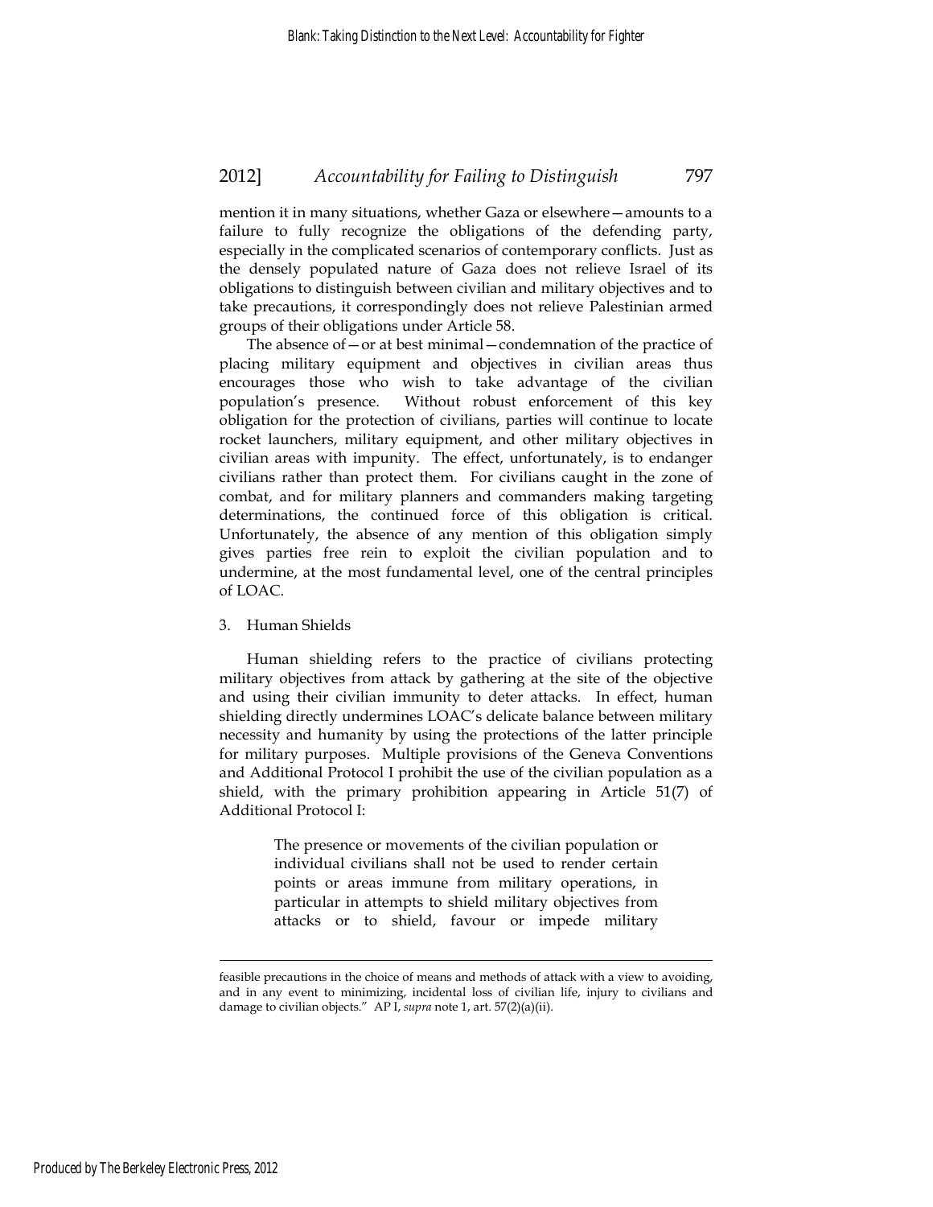mention it in many situations, whether Gaza or elsewhere—amounts to a failure to fully recognize the obligations of the defending party, especially in the complicated scenarios of contemporary conflicts. Just as the densely populated nature of Gaza does not relieve Israel of its obligations to distinguish between civilian and military objectives and to take precautions, it correspondingly does not relieve Palestinian armed groups of their obligations under Article 58.

The absence of—or at best minimal—condemnation of the practice of placing military equipment and objectives in civilian areas thus encourages those who wish to take advantage of the civilian population's presence. Without robust enforcement of this key obligation for the protection of civilians, parties will continue to locate rocket launchers, military equipment, and other military objectives in civilian areas with impunity. The effect, unfortunately, is to endanger civilians rather than protect them. For civilians caught in the zone of combat, and for military planners and commanders making targeting determinations, the continued force of this obligation is critical. Unfortunately, the absence of any mention of this obligation simply gives parties free rein to exploit the civilian population and to undermine, at the most fundamental level, one of the central principles of LOAC.

3. Human Shields

Human shielding refers to the practice of civilians protecting military objectives from attack by gathering at the site of the objective and using their civilian immunity to deter attacks. In effect, human shielding directly undermines LOAC's delicate balance between military necessity and humanity by using the protections of the latter principle for military purposes. Multiple provisions of the Geneva Conventions and Additional Protocol I prohibit the use of the civilian population as a shield, with the primary prohibition appearing in Article 51(7) of Additional Protocol I:

> The presence or movements of the civilian population or individual civilians shall not be used to render certain points or areas immune from military operations, in particular in attempts to shield military objectives from attacks or to shield, favour or impede military

---

feasible precautions in the choice of means and methods of attack with a view to avoiding, and in any event to minimizing, incidental loss of civilian life, injury to civilians and damage to civilian objects." AP I, *supra* note 1, art. 57(2)(a)(ii).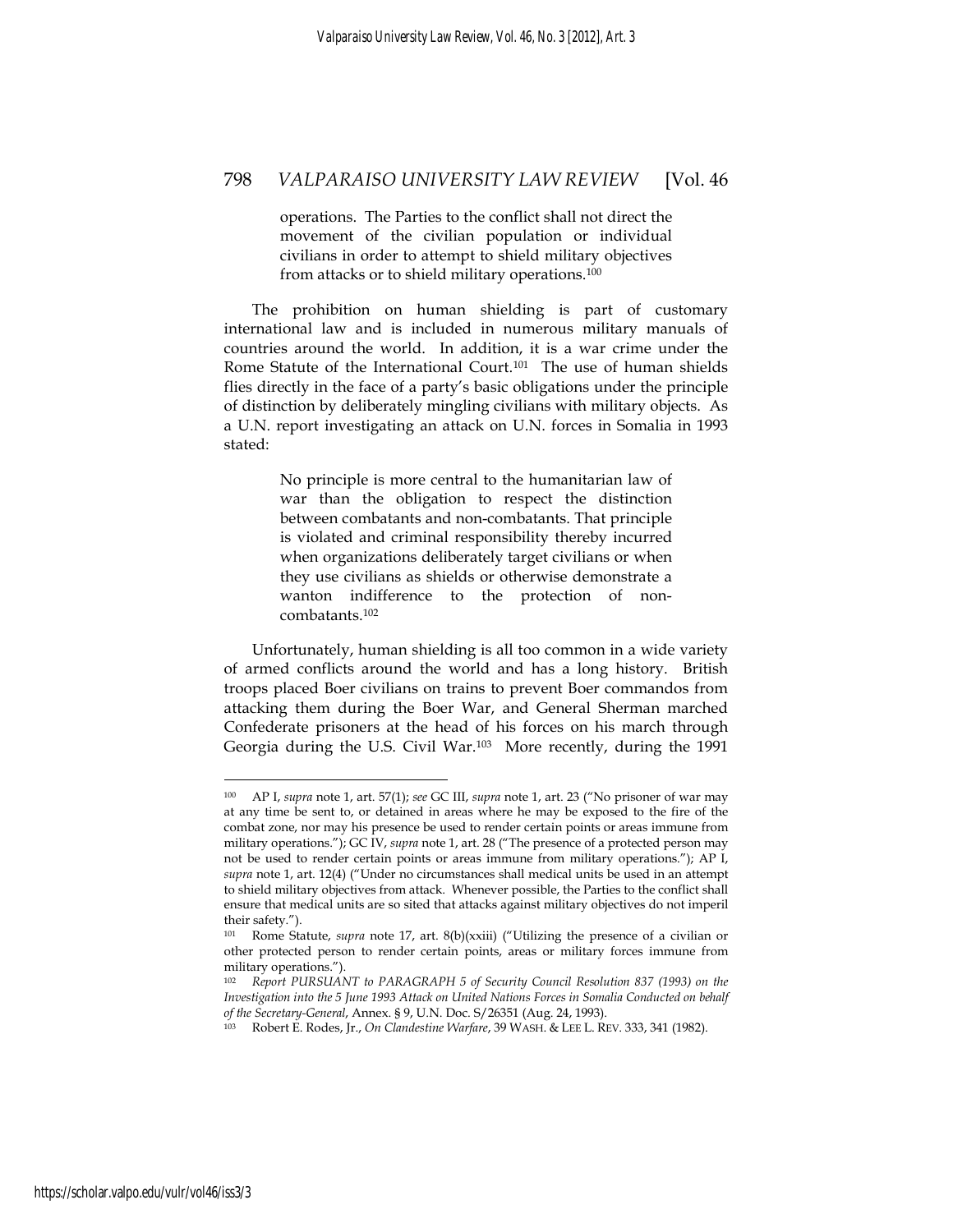> operations. The Parties to the conflict shall not direct the movement of the civilian population or individual civilians in order to attempt to shield military objectives from attacks or to shield military operations.[100]

The prohibition on human shielding is part of customary international law and is included in numerous military manuals of countries around the world. In addition, it is a war crime under the Rome Statute of the International Court.[101] The use of human shields flies directly in the face of a party's basic obligations under the principle of distinction by deliberately mingling civilians with military objects. As a U.N. report investigating an attack on U.N. forces in Somalia in 1993 stated:

> No principle is more central to the humanitarian law of war than the obligation to respect the distinction between combatants and non-combatants. That principle is violated and criminal responsibility thereby incurred when organizations deliberately target civilians or when they use civilians as shields or otherwise demonstrate a wanton indifference to the protection of non-combatants.[102]

Unfortunately, human shielding is all too common in a wide variety of armed conflicts around the world and has a long history. British troops placed Boer civilians on trains to prevent Boer commandos from attacking them during the Boer War, and General Sherman marched Confederate prisoners at the head of his forces on his march through Georgia during the U.S. Civil War.[103] More recently, during the 1991

---

[100] AP I, *supra* note 1, art. 57(1); *see* GC III, *supra* note 1, art. 23 ("No prisoner of war may at any time be sent to, or detained in areas where he may be exposed to the fire of the combat zone, nor may his presence be used to render certain points or areas immune from military operations."); GC IV, *supra* note 1, art. 28 ("The presence of a protected person may not be used to render certain points or areas immune from military operations."); AP I, *supra* note 1, art. 12(4) ("Under no circumstances shall medical units be used in an attempt to shield military objectives from attack. Whenever possible, the Parties to the conflict shall ensure that medical units are so sited that attacks against military objectives do not imperil their safety.").

[101] Rome Statute, *supra* note 17, art. 8(b)(xxiii) ("Utilizing the presence of a civilian or other protected person to render certain points, areas or military forces immune from military operations.").

[102] *Report PURSUANT to PARAGRAPH 5 of Security Council Resolution 837 (1993) on the Investigation into the 5 June 1993 Attack on United Nations Forces in Somalia Conducted on behalf of the Secretary-General*, Annex. § 9, U.N. Doc. S/26351 (Aug. 24, 1993).

[103] Robert E. Rodes, Jr., *On Clandestine Warfare*, 39 WASH. & LEE L. REV. 333, 341 (1982).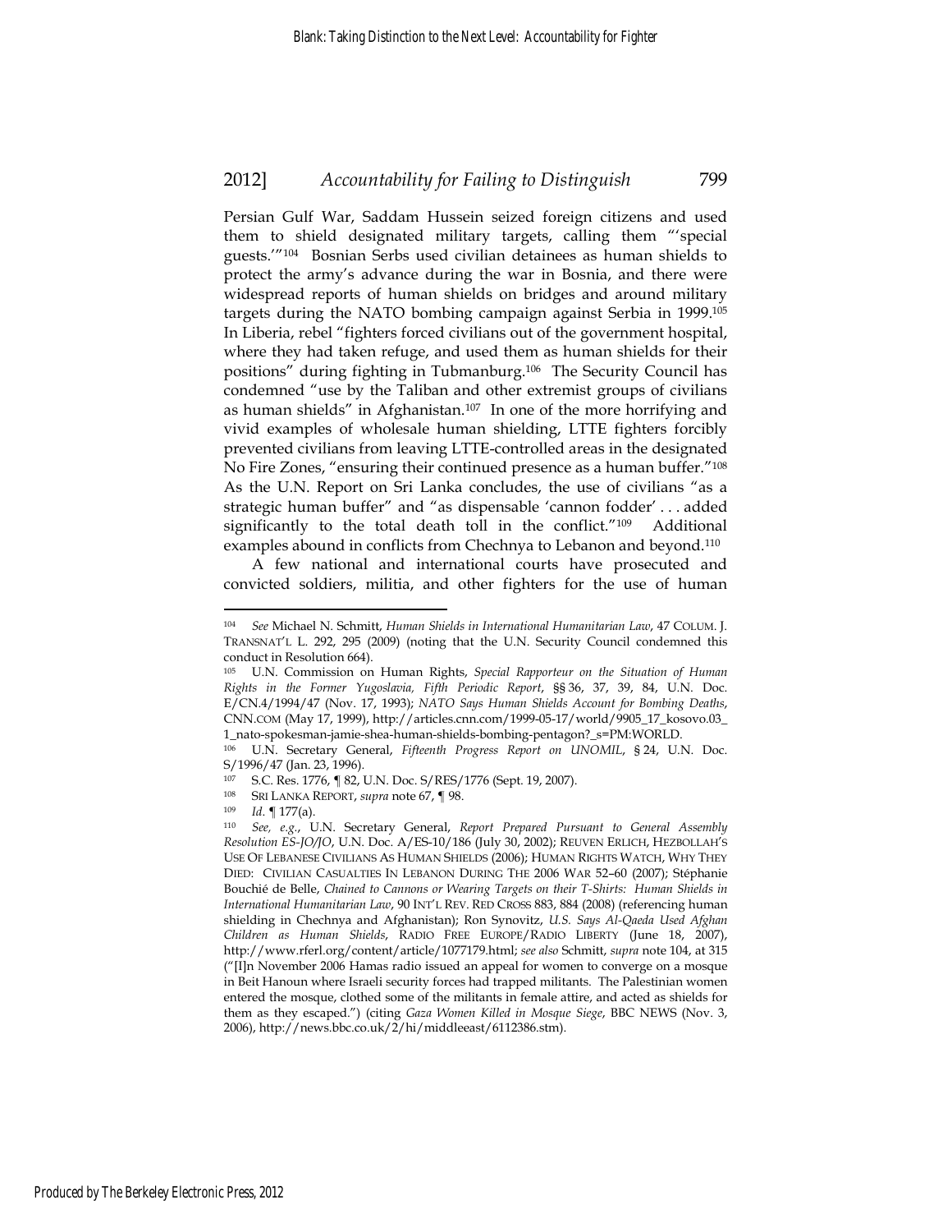Persian Gulf War, Saddam Hussein seized foreign citizens and used them to shield designated military targets, calling them "'special guests.'"[104] Bosnian Serbs used civilian detainees as human shields to protect the army's advance during the war in Bosnia, and there were widespread reports of human shields on bridges and around military targets during the NATO bombing campaign against Serbia in 1999.[105] In Liberia, rebel "fighters forced civilians out of the government hospital, where they had taken refuge, and used them as human shields for their positions" during fighting in Tubmanburg.[106] The Security Council has condemned "use by the Taliban and other extremist groups of civilians as human shields" in Afghanistan.[107] In one of the more horrifying and vivid examples of wholesale human shielding, LTTE fighters forcibly prevented civilians from leaving LTTE-controlled areas in the designated No Fire Zones, "ensuring their continued presence as a human buffer."[108] As the U.N. Report on Sri Lanka concludes, the use of civilians "as a strategic human buffer" and "as dispensable 'cannon fodder' . . . added significantly to the total death toll in the conflict."[109] Additional examples abound in conflicts from Chechnya to Lebanon and beyond.[110]

A few national and international courts have prosecuted and convicted soldiers, militia, and other fighters for the use of human

---

[104] *See* Michael N. Schmitt, *Human Shields in International Humanitarian Law*, 47 COLUM. J. TRANSNAT'L L. 292, 295 (2009) (noting that the U.N. Security Council condemned this conduct in Resolution 664).

[105] U.N. Commission on Human Rights, *Special Rapporteur on the Situation of Human Rights in the Former Yugoslavia, Fifth Periodic Report*, §§ 36, 37, 39, 84, U.N. Doc. E/CN.4/1994/47 (Nov. 17, 1993); *NATO Says Human Shields Account for Bombing Deaths*, CNN.COM (May 17, 1999), http://articles.cnn.com/1999-05-17/world/9905_17_kosovo.03_1_nato-spokesman-jamie-shea-human-shields-bombing-pentagon?_s=PM:WORLD.

[106] U.N. Secretary General, *Fifteenth Progress Report on UNOMIL*, § 24, U.N. Doc. S/1996/47 (Jan. 23, 1996).

[107] S.C. Res. 1776, ¶ 82, U.N. Doc. S/RES/1776 (Sept. 19, 2007).

[108] SRI LANKA REPORT, *supra* note 67, ¶ 98.

[109] *Id.* ¶ 177(a).

[110] *See, e.g.*, U.N. Secretary General, *Report Prepared Pursuant to General Assembly Resolution ES-JO/JO*, U.N. Doc. A/ES-10/186 (July 30, 2002); REUVEN ERLICH, HEZBOLLAH'S USE OF LEBANESE CIVILIANS AS HUMAN SHIELDS (2006); HUMAN RIGHTS WATCH, WHY THEY DIED: CIVILIAN CASUALTIES IN LEBANON DURING THE 2006 WAR 52–60 (2007); Stéphanie Bouchié de Belle, *Chained to Cannons or Wearing Targets on their T-Shirts: Human Shields in International Humanitarian Law*, 90 INT'L REV. RED CROSS 883, 884 (2008) (referencing human shielding in Chechnya and Afghanistan); Ron Synovitz, *U.S. Says Al-Qaeda Used Afghan Children as Human Shields*, RADIO FREE EUROPE/RADIO LIBERTY (June 18, 2007), http://www.rferl.org/content/article/1077179.html; *see also* Schmitt, *supra* note 104, at 315 ("[I]n November 2006 Hamas radio issued an appeal for women to converge on a mosque in Beit Hanoun where Israeli security forces had trapped militants. The Palestinian women entered the mosque, clothed some of the militants in female attire, and acted as shields for them as they escaped.") (citing *Gaza Women Killed in Mosque Siege*, BBC NEWS (Nov. 3, 2006), http://news.bbc.co.uk/2/hi/middleeast/6112386.stm).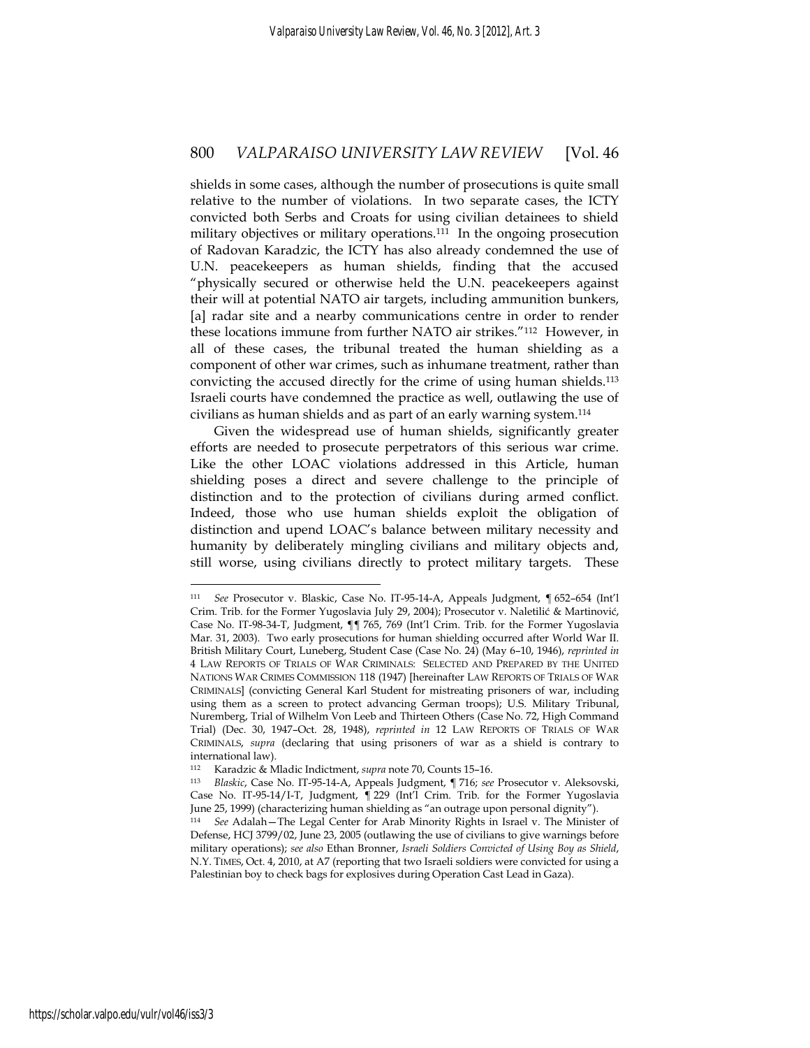shields in some cases, although the number of prosecutions is quite small relative to the number of violations. In two separate cases, the ICTY convicted both Serbs and Croats for using civilian detainees to shield military objectives or military operations.[111] In the ongoing prosecution of Radovan Karadzic, the ICTY has also already condemned the use of U.N. peacekeepers as human shields, finding that the accused "physically secured or otherwise held the U.N. peacekeepers against their will at potential NATO air targets, including ammunition bunkers, [a] radar site and a nearby communications centre in order to render these locations immune from further NATO air strikes."[112] However, in all of these cases, the tribunal treated the human shielding as a component of other war crimes, such as inhumane treatment, rather than convicting the accused directly for the crime of using human shields.[113] Israeli courts have condemned the practice as well, outlawing the use of civilians as human shields and as part of an early warning system.[114]

Given the widespread use of human shields, significantly greater efforts are needed to prosecute perpetrators of this serious war crime. Like the other LOAC violations addressed in this Article, human shielding poses a direct and severe challenge to the principle of distinction and to the protection of civilians during armed conflict. Indeed, those who use human shields exploit the obligation of distinction and upend LOAC's balance between military necessity and humanity by deliberately mingling civilians and military objects and, still worse, using civilians directly to protect military targets. These

---

[111] *See* Prosecutor v. Blaskic, Case No. IT-95-14-A, Appeals Judgment, ¶ 652–654 (Int'l Crim. Trib. for the Former Yugoslavia July 29, 2004); Prosecutor v. Naletilić & Martinović, Case No. IT-98-34-T, Judgment, ¶¶ 765, 769 (Int'l Crim. Trib. for the Former Yugoslavia Mar. 31, 2003). Two early prosecutions for human shielding occurred after World War II. British Military Court, Luneberg, Student Case (Case No. 24) (May 6–10, 1946), *reprinted in* 4 LAW REPORTS OF TRIALS OF WAR CRIMINALS: SELECTED AND PREPARED BY THE UNITED NATIONS WAR CRIMES COMMISSION 118 (1947) [hereinafter LAW REPORTS OF TRIALS OF WAR CRIMINALS] (convicting General Karl Student for mistreating prisoners of war, including using them as a screen to protect advancing German troops); U.S. Military Tribunal, Nuremberg, Trial of Wilhelm Von Leeb and Thirteen Others (Case No. 72, High Command Trial) (Dec. 30, 1947–Oct. 28, 1948), *reprinted in* 12 LAW REPORTS OF TRIALS OF WAR CRIMINALS, *supra* (declaring that using prisoners of war as a shield is contrary to international law).

[112] Karadzic & Mladic Indictment, *supra* note 70, Counts 15–16.

[113] *Blaskic*, Case No. IT-95-14-A, Appeals Judgment, ¶ 716; *see* Prosecutor v. Aleksovski, Case No. IT-95-14/1-T, Judgment, ¶ 229 (Int'l Crim. Trib. for the Former Yugoslavia June 25, 1999) (characterizing human shielding as "an outrage upon personal dignity").

[114] *See* Adalah—The Legal Center for Arab Minority Rights in Israel v. The Minister of Defense, HCJ 3799/02, June 23, 2005 (outlawing the use of civilians to give warnings before military operations); *see also* Ethan Bronner, *Israeli Soldiers Convicted of Using Boy as Shield*, N.Y. TIMES, Oct. 4, 2010, at A7 (reporting that two Israeli soldiers were convicted for using a Palestinian boy to check bags for explosives during Operation Cast Lead in Gaza).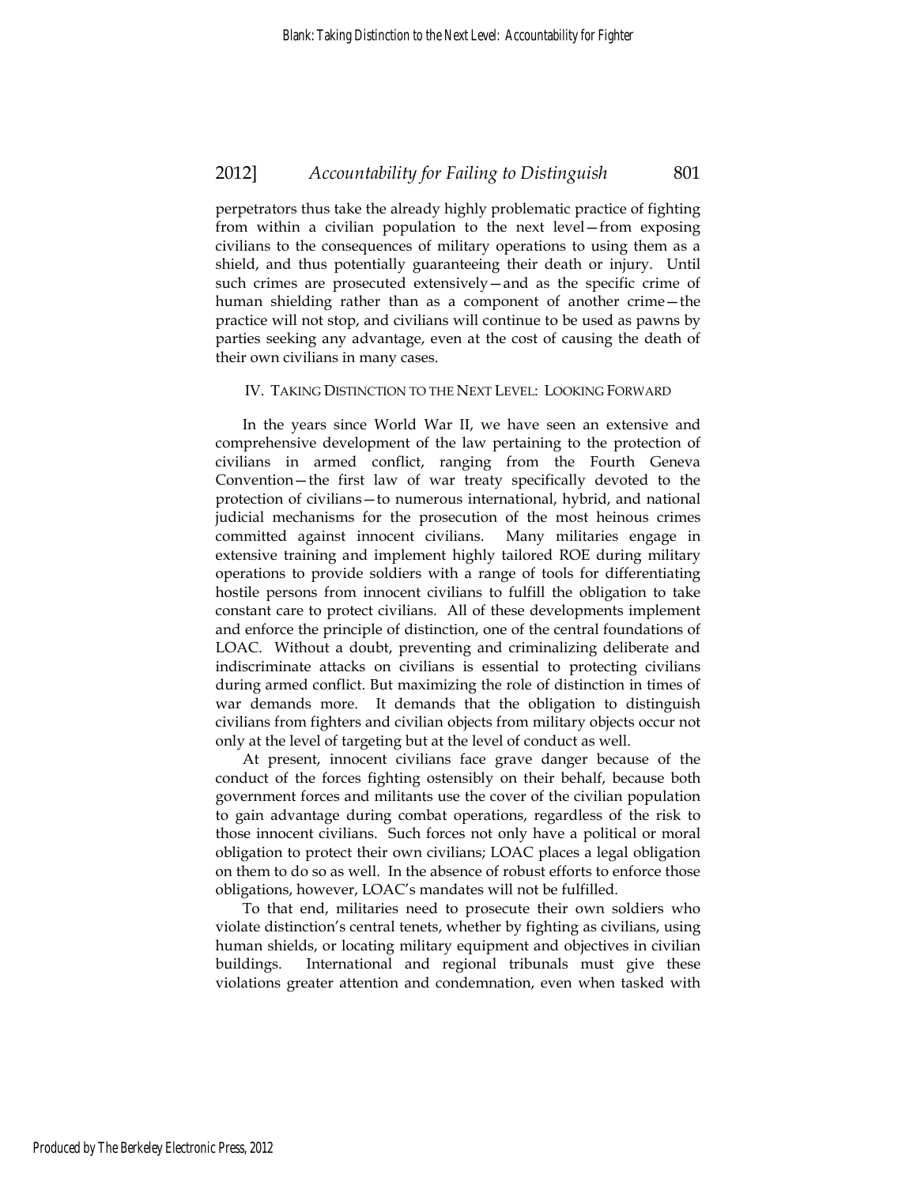perpetrators thus take the already highly problematic practice of fighting from within a civilian population to the next level—from exposing civilians to the consequences of military operations to using them as a shield, and thus potentially guaranteeing their death or injury. Until such crimes are prosecuted extensively—and as the specific crime of human shielding rather than as a component of another crime—the practice will not stop, and civilians will continue to be used as pawns by parties seeking any advantage, even at the cost of causing the death of their own civilians in many cases.

## IV. TAKING DISTINCTION TO THE NEXT LEVEL: LOOKING FORWARD

In the years since World War II, we have seen an extensive and comprehensive development of the law pertaining to the protection of civilians in armed conflict, ranging from the Fourth Geneva Convention—the first law of war treaty specifically devoted to the protection of civilians—to numerous international, hybrid, and national judicial mechanisms for the prosecution of the most heinous crimes committed against innocent civilians. Many militaries engage in extensive training and implement highly tailored ROE during military operations to provide soldiers with a range of tools for differentiating hostile persons from innocent civilians to fulfill the obligation to take constant care to protect civilians. All of these developments implement and enforce the principle of distinction, one of the central foundations of LOAC. Without a doubt, preventing and criminalizing deliberate and indiscriminate attacks on civilians is essential to protecting civilians during armed conflict. But maximizing the role of distinction in times of war demands more. It demands that the obligation to distinguish civilians from fighters and civilian objects from military objects occur not only at the level of targeting but at the level of conduct as well.

At present, innocent civilians face grave danger because of the conduct of the forces fighting ostensibly on their behalf, because both government forces and militants use the cover of the civilian population to gain advantage during combat operations, regardless of the risk to those innocent civilians. Such forces not only have a political or moral obligation to protect their own civilians; LOAC places a legal obligation on them to do so as well. In the absence of robust efforts to enforce those obligations, however, LOAC's mandates will not be fulfilled.

To that end, militaries need to prosecute their own soldiers who violate distinction's central tenets, whether by fighting as civilians, using human shields, or locating military equipment and objectives in civilian buildings. International and regional tribunals must give these violations greater attention and condemnation, even when tasked with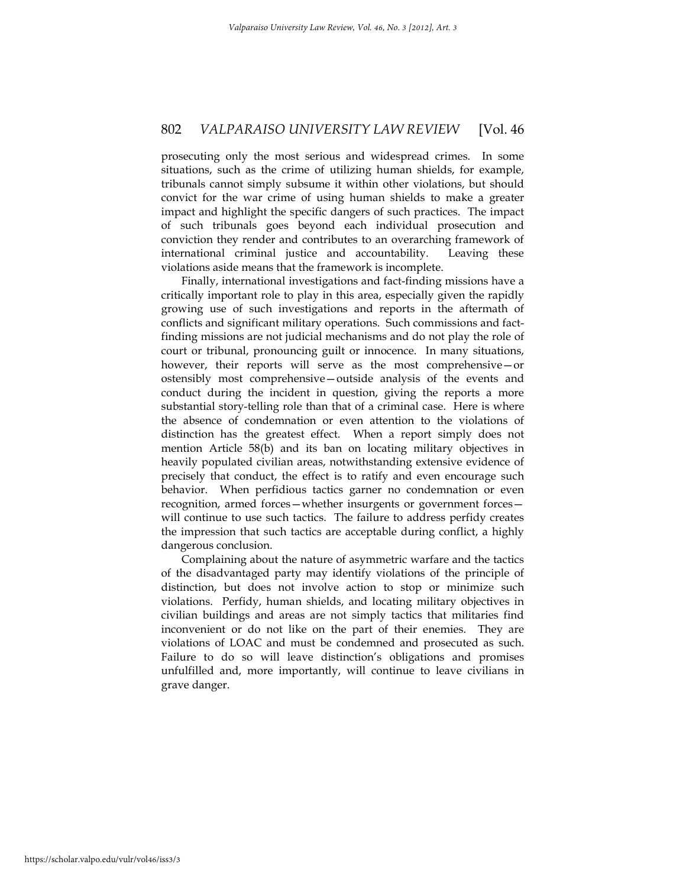prosecuting only the most serious and widespread crimes. In some situations, such as the crime of utilizing human shields, for example, tribunals cannot simply subsume it within other violations, but should convict for the war crime of using human shields to make a greater impact and highlight the specific dangers of such practices. The impact of such tribunals goes beyond each individual prosecution and conviction they render and contributes to an overarching framework of international criminal justice and accountability. Leaving these violations aside means that the framework is incomplete.

Finally, international investigations and fact-finding missions have a critically important role to play in this area, especially given the rapidly growing use of such investigations and reports in the aftermath of conflicts and significant military operations. Such commissions and fact-finding missions are not judicial mechanisms and do not play the role of court or tribunal, pronouncing guilt or innocence. In many situations, however, their reports will serve as the most comprehensive—or ostensibly most comprehensive—outside analysis of the events and conduct during the incident in question, giving the reports a more substantial story-telling role than that of a criminal case. Here is where the absence of condemnation or even attention to the violations of distinction has the greatest effect. When a report simply does not mention Article 58(b) and its ban on locating military objectives in heavily populated civilian areas, notwithstanding extensive evidence of precisely that conduct, the effect is to ratify and even encourage such behavior. When perfidious tactics garner no condemnation or even recognition, armed forces—whether insurgents or government forces—will continue to use such tactics. The failure to address perfidy creates the impression that such tactics are acceptable during conflict, a highly dangerous conclusion.

Complaining about the nature of asymmetric warfare and the tactics of the disadvantaged party may identify violations of the principle of distinction, but does not involve action to stop or minimize such violations. Perfidy, human shields, and locating military objectives in civilian buildings and areas are not simply tactics that militaries find inconvenient or do not like on the part of their enemies. They are violations of LOAC and must be condemned and prosecuted as such. Failure to do so will leave distinction's obligations and promises unfulfilled and, more importantly, will continue to leave civilians in grave danger.